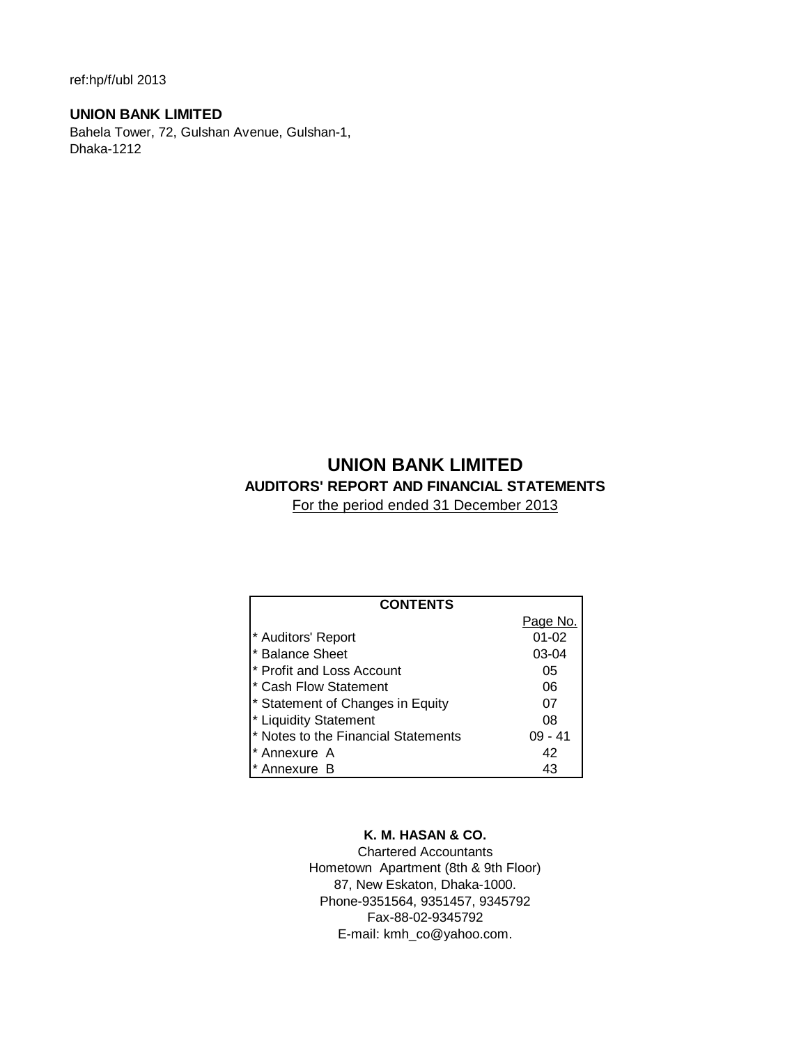ref:hp/f/ubl 2013

**UNION BANK LIMITED**
Bahela Tower, 72, Gulshan Avenue, Gulshan-1,
Dhaka-1212

# UNION BANK LIMITED

## AUDITORS' REPORT AND FINANCIAL STATEMENTS

For the period ended 31 December 2013

| CONTENTS | Page No. |
|---|---|
| * Auditors' Report | 01-02 |
| * Balance Sheet | 03-04 |
| * Profit and Loss Account | 05 |
| * Cash Flow Statement | 06 |
| * Statement of Changes in Equity | 07 |
| * Liquidity Statement | 08 |
| * Notes to the Financial Statements | 09 - 41 |
| * Annexure A | 42 |
| * Annexure B | 43 |

**K. M. HASAN & CO.**
Chartered Accountants
Hometown Apartment (8th & 9th Floor)
87, New Eskaton, Dhaka-1000.
Phone-9351564, 9351457, 9345792
Fax-88-02-9345792
E-mail: kmh_co@yahoo.com.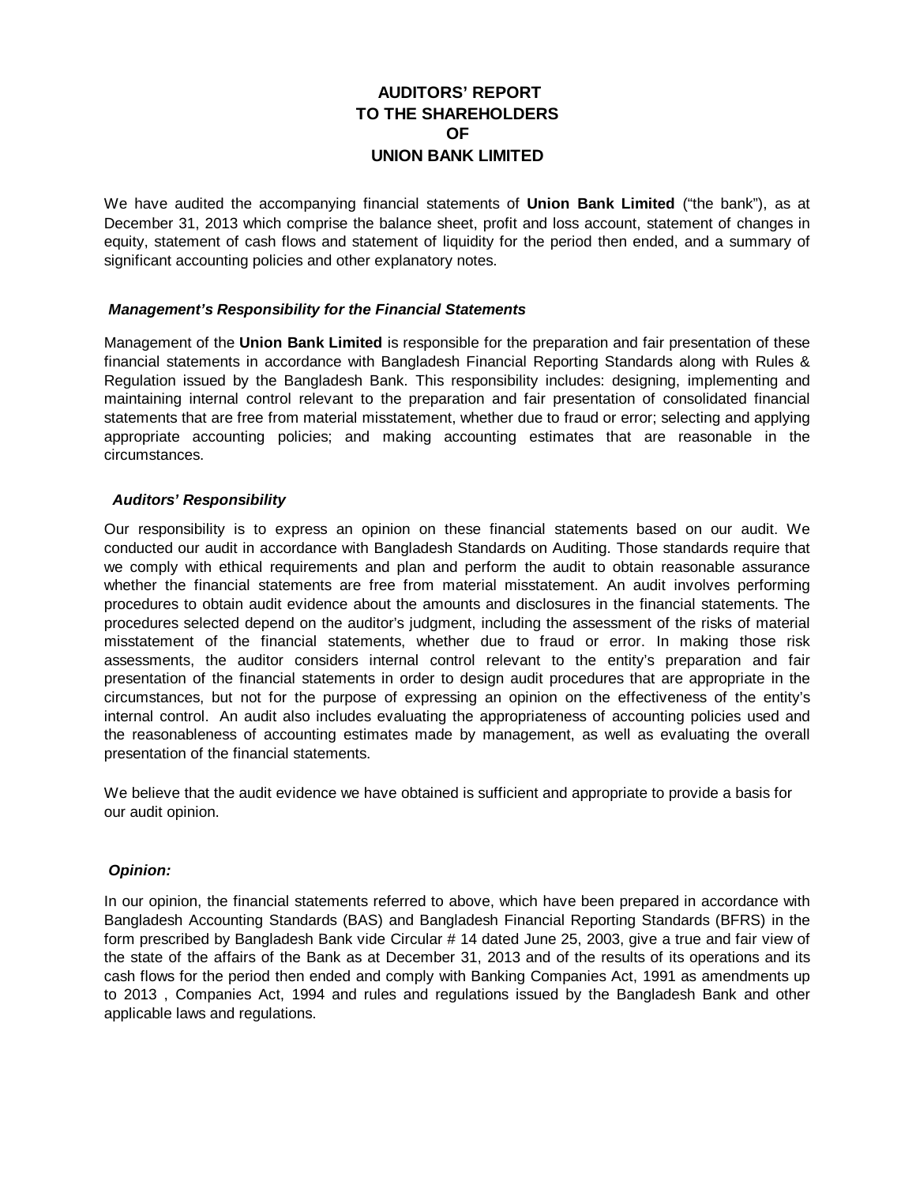# AUDITORS' REPORT
# TO THE SHAREHOLDERS
# OF
# UNION BANK LIMITED

We have audited the accompanying financial statements of **Union Bank Limited** ("the bank"), as at December 31, 2013 which comprise the balance sheet, profit and loss account, statement of changes in equity, statement of cash flows and statement of liquidity for the period then ended, and a summary of significant accounting policies and other explanatory notes.

### *Management's Responsibility for the Financial Statements*

Management of the **Union Bank Limited** is responsible for the preparation and fair presentation of these financial statements in accordance with Bangladesh Financial Reporting Standards along with Rules & Regulation issued by the Bangladesh Bank. This responsibility includes: designing, implementing and maintaining internal control relevant to the preparation and fair presentation of consolidated financial statements that are free from material misstatement, whether due to fraud or error; selecting and applying appropriate accounting policies; and making accounting estimates that are reasonable in the circumstances.

### *Auditors' Responsibility*

Our responsibility is to express an opinion on these financial statements based on our audit. We conducted our audit in accordance with Bangladesh Standards on Auditing. Those standards require that we comply with ethical requirements and plan and perform the audit to obtain reasonable assurance whether the financial statements are free from material misstatement. An audit involves performing procedures to obtain audit evidence about the amounts and disclosures in the financial statements. The procedures selected depend on the auditor's judgment, including the assessment of the risks of material misstatement of the financial statements, whether due to fraud or error. In making those risk assessments, the auditor considers internal control relevant to the entity's preparation and fair presentation of the financial statements in order to design audit procedures that are appropriate in the circumstances, but not for the purpose of expressing an opinion on the effectiveness of the entity's internal control. An audit also includes evaluating the appropriateness of accounting policies used and the reasonableness of accounting estimates made by management, as well as evaluating the overall presentation of the financial statements.

We believe that the audit evidence we have obtained is sufficient and appropriate to provide a basis for our audit opinion.

### *Opinion:*

In our opinion, the financial statements referred to above, which have been prepared in accordance with Bangladesh Accounting Standards (BAS) and Bangladesh Financial Reporting Standards (BFRS) in the form prescribed by Bangladesh Bank vide Circular # 14 dated June 25, 2003, give a true and fair view of the state of the affairs of the Bank as at December 31, 2013 and of the results of its operations and its cash flows for the period then ended and comply with Banking Companies Act, 1991 as amendments up to 2013 , Companies Act, 1994 and rules and regulations issued by the Bangladesh Bank and other applicable laws and regulations.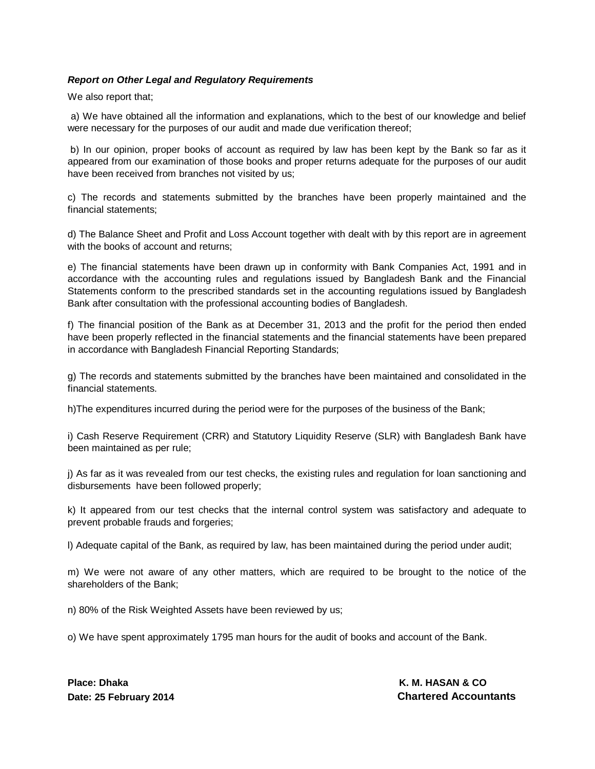***Report on Other Legal and Regulatory Requirements***

We also report that;

a) We have obtained all the information and explanations, which to the best of our knowledge and belief were necessary for the purposes of our audit and made due verification thereof;

b) In our opinion, proper books of account as required by law has been kept by the Bank so far as it appeared from our examination of those books and proper returns adequate for the purposes of our audit have been received from branches not visited by us;

c) The records and statements submitted by the branches have been properly maintained and the financial statements;

d) The Balance Sheet and Profit and Loss Account together with dealt with by this report are in agreement with the books of account and returns;

e) The financial statements have been drawn up in conformity with Bank Companies Act, 1991 and in accordance with the accounting rules and regulations issued by Bangladesh Bank and the Financial Statements conform to the prescribed standards set in the accounting regulations issued by Bangladesh Bank after consultation with the professional accounting bodies of Bangladesh.

f) The financial position of the Bank as at December 31, 2013 and the profit for the period then ended have been properly reflected in the financial statements and the financial statements have been prepared in accordance with Bangladesh Financial Reporting Standards;

g) The records and statements submitted by the branches have been maintained and consolidated in the financial statements.

h)The expenditures incurred during the period were for the purposes of the business of the Bank;

i) Cash Reserve Requirement (CRR) and Statutory Liquidity Reserve (SLR) with Bangladesh Bank have been maintained as per rule;

j) As far as it was revealed from our test checks, the existing rules and regulation for loan sanctioning and disbursements have been followed properly;

k) It appeared from our test checks that the internal control system was satisfactory and adequate to prevent probable frauds and forgeries;

l) Adequate capital of the Bank, as required by law, has been maintained during the period under audit;

m) We were not aware of any other matters, which are required to be brought to the notice of the shareholders of the Bank;

n) 80% of the Risk Weighted Assets have been reviewed by us;

o) We have spent approximately 1795 man hours for the audit of books and account of the Bank.

**Place: Dhaka**
**Date: 25 February 2014**

**K. M. HASAN & CO**
**Chartered Accountants**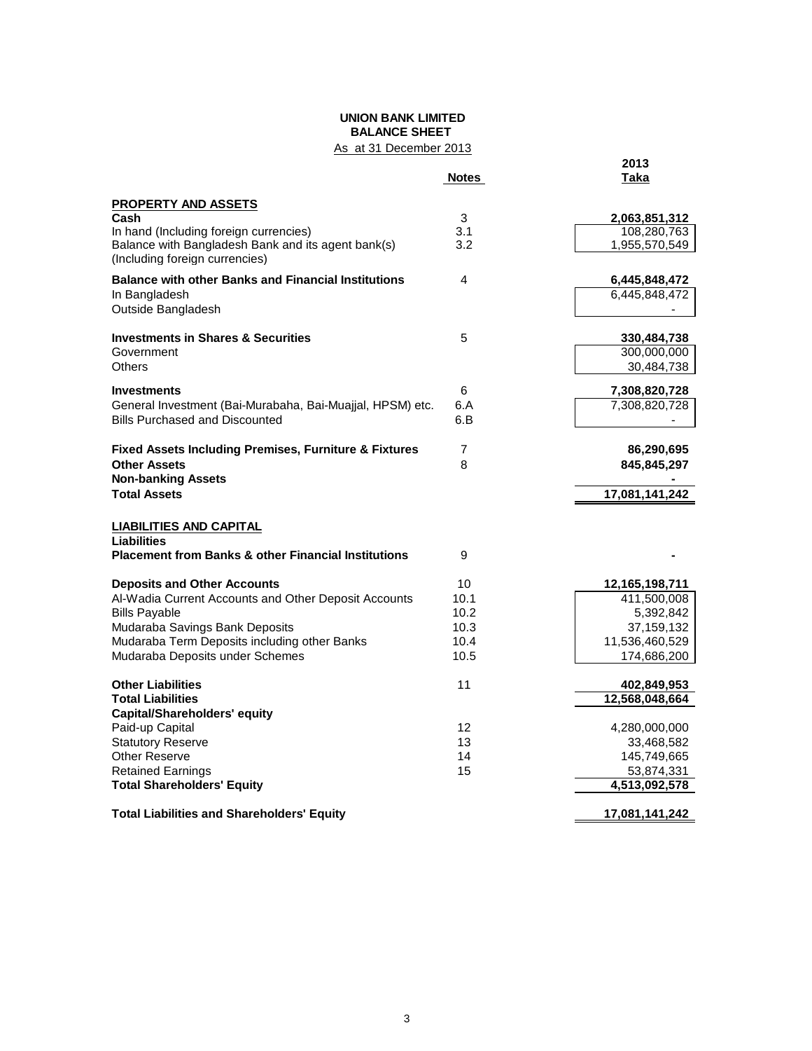# UNION BANK LIMITED
## BALANCE SHEET
As at 31 December 2013

| | Notes | 2013 Taka | |
|---|---|---|---|
| **PROPERTY AND ASSETS** | | | |
| **Cash** | 3 | | **2,063,851,312** |
| In hand (Including foreign currencies) | 3.1 | 108,280,763 | |
| Balance with Bangladesh Bank and its agent bank(s) (Including foreign currencies) | 3.2 | 1,955,570,549 | |
| **Balance with other Banks and Financial Institutions** | 4 | | **6,445,848,472** |
| In Bangladesh | | 6,445,848,472 | |
| Outside Bangladesh | | - | |
| **Investments in Shares & Securities** | 5 | | **330,484,738** |
| Government | | 300,000,000 | |
| Others | | 30,484,738 | |
| **Investments** | 6 | | **7,308,820,728** |
| General Investment (Bai-Murabaha, Bai-Muajjal, HPSM) etc. | 6.A | 7,308,820,728 | |
| Bills Purchased and Discounted | 6.B | - | |
| **Fixed Assets Including Premises, Furniture & Fixtures** | 7 | | **86,290,695** |
| **Other Assets** | 8 | | **845,845,297** |
| **Non-banking Assets** | | | **-** |
| **Total Assets** | | | **17,081,141,242** |
| **LIABILITIES AND CAPITAL** | | | |
| **Liabilities** | | | |
| **Placement from Banks & other Financial Institutions** | 9 | | **-** |
| **Deposits and Other Accounts** | 10 | | **12,165,198,711** |
| Al-Wadia Current Accounts and Other Deposit Accounts | 10.1 | 411,500,008 | |
| Bills Payable | 10.2 | 5,392,842 | |
| Mudaraba Savings Bank Deposits | 10.3 | 37,159,132 | |
| Mudaraba Term Deposits including other Banks | 10.4 | 11,536,460,529 | |
| Mudaraba Deposits under Schemes | 10.5 | 174,686,200 | |
| **Other Liabilities** | 11 | | **402,849,953** |
| **Total Liabilities** | | | **12,568,048,664** |
| **Capital/Shareholders' equity** | | | |
| Paid-up Capital | 12 | | 4,280,000,000 |
| Statutory Reserve | 13 | | 33,468,582 |
| Other Reserve | 14 | | 145,749,665 |
| Retained Earnings | 15 | | 53,874,331 |
| **Total Shareholders' Equity** | | | **4,513,092,578** |
| **Total Liabilities and Shareholders' Equity** | | | **17,081,141,242** |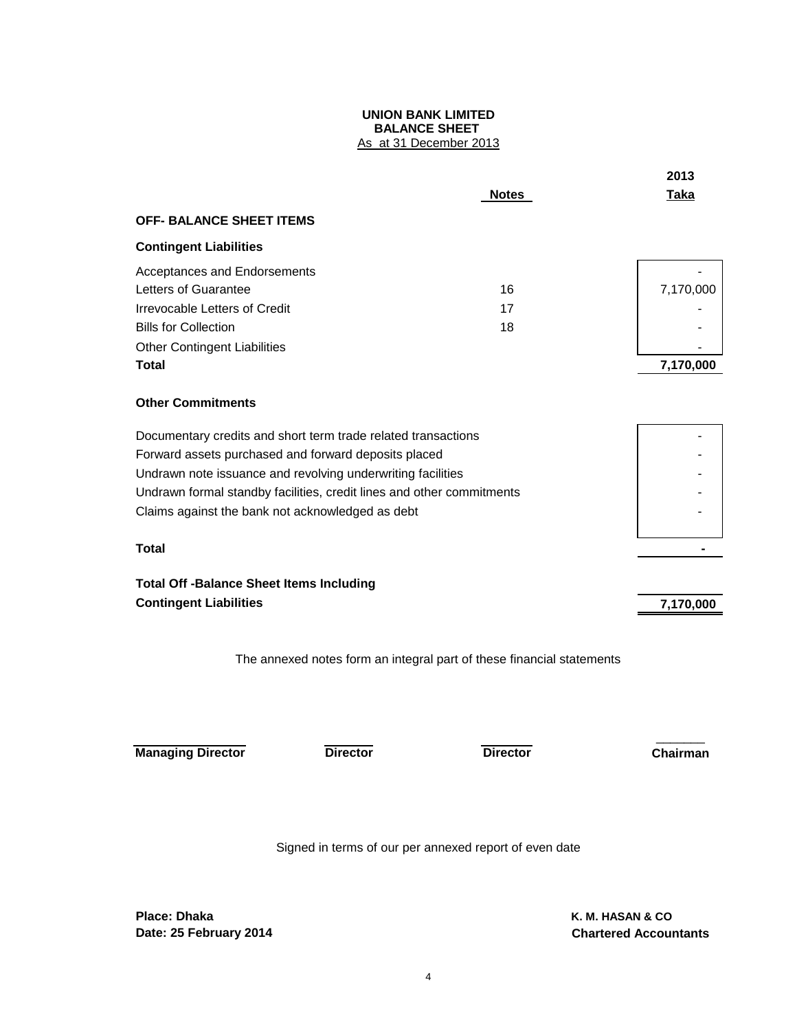**UNION BANK LIMITED**
**BALANCE SHEET**
As at 31 December 2013

| | Notes | 2013 Taka |
|---|---|---|
| **OFF- BALANCE SHEET ITEMS** | | |
| **Contingent Liabilities** | | |
| Acceptances and Endorsements | | - |
| Letters of Guarantee | 16 | 7,170,000 |
| Irrevocable Letters of Credit | 17 | - |
| Bills for Collection | 18 | - |
| Other Contingent Liabilities | | - |
| **Total** | | **7,170,000** |
| **Other Commitments** | | |
| Documentary credits and short term trade related transactions | | - |
| Forward assets purchased and forward deposits placed | | - |
| Undrawn note issuance and revolving underwriting facilities | | - |
| Undrawn formal standby facilities, credit lines and other commitments | | - |
| Claims against the bank not acknowledged as debt | | - |
| **Total** | | **-** |
| **Total Off -Balance Sheet Items Including Contingent Liabilities** | | **7,170,000** |

The annexed notes form an integral part of these financial statements

**Managing Director** | **Director** | **Director** | **Chairman**

Signed in terms of our per annexed report of even date

**Place: Dhaka**
**Date: 25 February 2014**

**K. M. HASAN & CO**
**Chartered Accountants**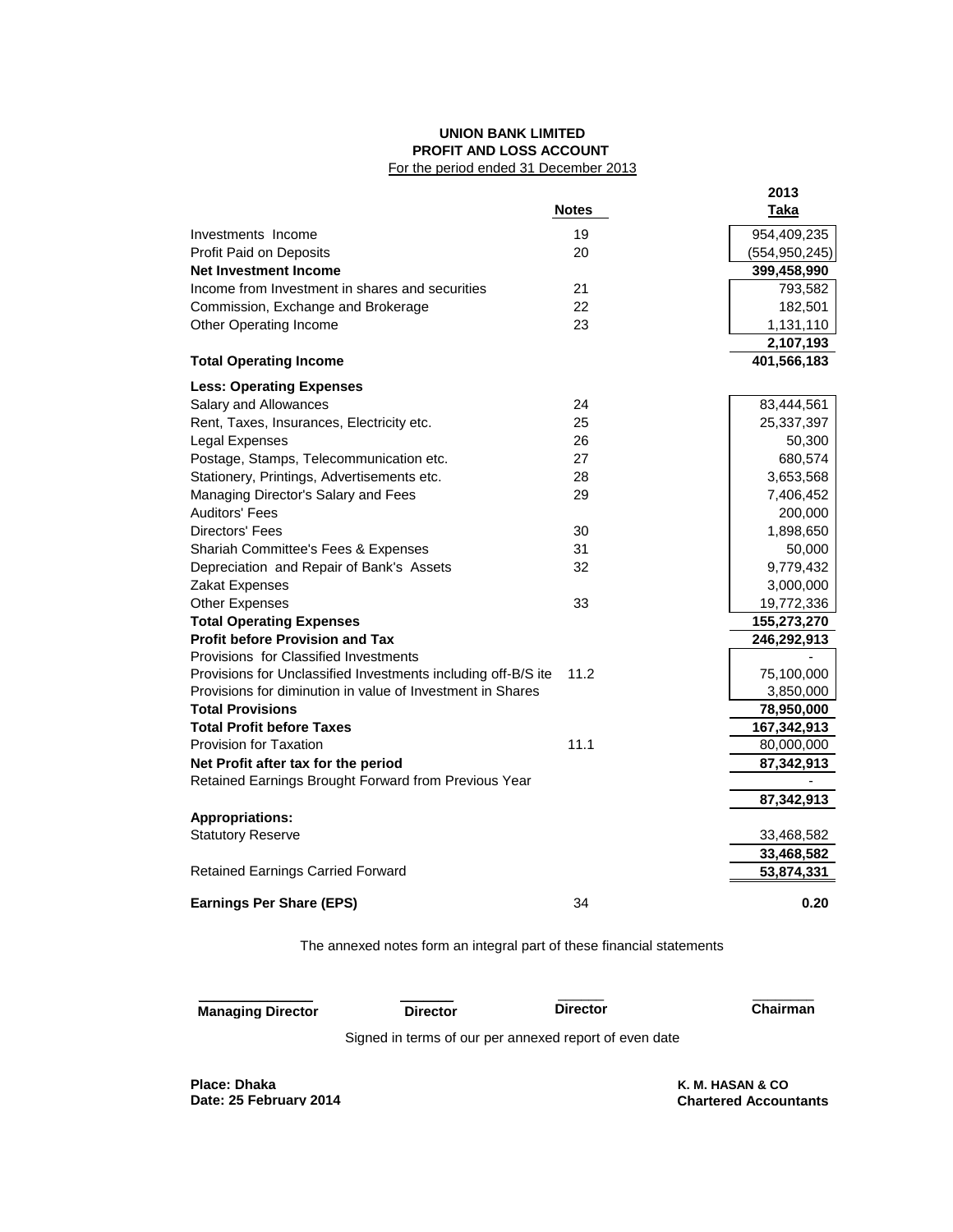**UNION BANK LIMITED**
**PROFIT AND LOSS ACCOUNT**
For the period ended 31 December 2013

| | Notes | 2013 Taka |
|---|---|---|
| Investments Income | 19 | 954,409,235 |
| Profit Paid on Deposits | 20 | (554,950,245) |
| **Net Investment Income** | | **399,458,990** |
| Income from Investment in shares and securities | 21 | 793,582 |
| Commission, Exchange and Brokerage | 22 | 182,501 |
| Other Operating Income | 23 | 1,131,110 |
| | | **2,107,193** |
| **Total Operating Income** | | **401,566,183** |
| **Less: Operating Expenses** | | |
| Salary and Allowances | 24 | 83,444,561 |
| Rent, Taxes, Insurances, Electricity etc. | 25 | 25,337,397 |
| Legal Expenses | 26 | 50,300 |
| Postage, Stamps, Telecommunication etc. | 27 | 680,574 |
| Stationery, Printings, Advertisements etc. | 28 | 3,653,568 |
| Managing Director's Salary and Fees | 29 | 7,406,452 |
| Auditors' Fees | | 200,000 |
| Directors' Fees | 30 | 1,898,650 |
| Shariah Committee's Fees & Expenses | 31 | 50,000 |
| Depreciation and Repair of Bank's Assets | 32 | 9,779,432 |
| Zakat Expenses | | 3,000,000 |
| Other Expenses | 33 | 19,772,336 |
| **Total Operating Expenses** | | **155,273,270** |
| **Profit before Provision and Tax** | | **246,292,913** |
| Provisions for Classified Investments | | - |
| Provisions for Unclassified Investments including off-B/S ite | 11.2 | 75,100,000 |
| Provisions for diminution in value of Investment in Shares | | 3,850,000 |
| **Total Provisions** | | **78,950,000** |
| **Total Profit before Taxes** | | **167,342,913** |
| Provision for Taxation | 11.1 | 80,000,000 |
| **Net Profit after tax for the period** | | **87,342,913** |
| Retained Earnings Brought Forward from Previous Year | | - |
| | | **87,342,913** |
| **Appropriations:** | | |
| Statutory Reserve | | 33,468,582 |
| | | **33,468,582** |
| Retained Earnings Carried Forward | | **53,874,331** |
| **Earnings Per Share (EPS)** | 34 | **0.20** |

The annexed notes form an integral part of these financial statements

| **Managing Director** | **Director** | **Director** | **Chairman** |
|---|---|---|---|

Signed in terms of our per annexed report of even date

**Place: Dhaka**
**Date: 25 February 2014**

**K. M. HASAN & CO**
**Chartered Accountants**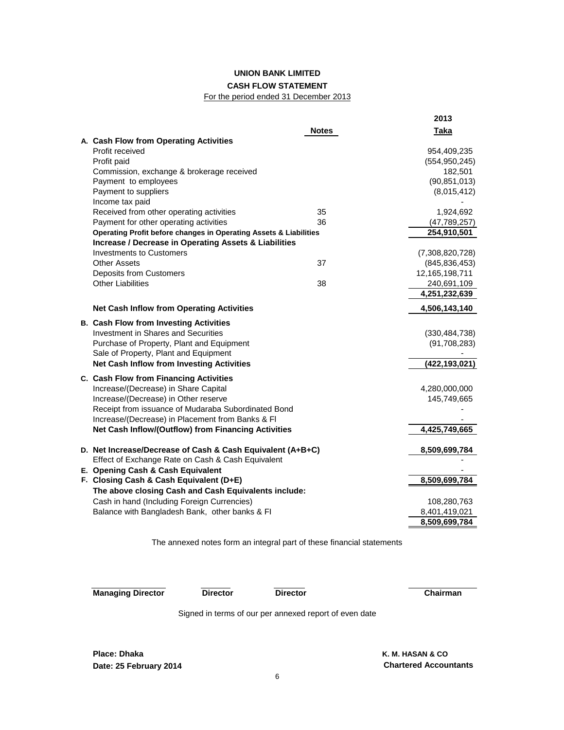**UNION BANK LIMITED**

**CASH FLOW STATEMENT**

For the period ended 31 December 2013

| | Notes | 2013 Taka |
|---|---|---|
| **A. Cash Flow from Operating Activities** | | |
| Profit received | | 954,409,235 |
| Profit paid | | (554,950,245) |
| Commission, exchange & brokerage received | | 182,501 |
| Payment to employees | | (90,851,013) |
| Payment to suppliers | | (8,015,412) |
| Income tax paid | | - |
| Received from other operating activities | 35 | 1,924,692 |
| Payment for other operating activities | 36 | (47,789,257) |
| **Operating Profit before changes in Operating Assets & Liabilities** | | **254,910,501** |
| **Increase / Decrease in Operating Assets & Liabilities** | | |
| Investments to Customers | | (7,308,820,728) |
| Other Assets | 37 | (845,836,453) |
| Deposits from Customers | | 12,165,198,711 |
| Other Liabilities | 38 | 240,691,109 |
| | | **4,251,232,639** |
| **Net Cash Inflow from Operating Activities** | | **4,506,143,140** |
| **B. Cash Flow from Investing Activities** | | |
| Investment in Shares and Securities | | (330,484,738) |
| Purchase of Property, Plant and Equipment | | (91,708,283) |
| Sale of Property, Plant and Equipment | | - |
| **Net Cash Inflow from Investing Activities** | | **(422,193,021)** |
| **C. Cash Flow from Financing Activities** | | |
| Increase/(Decrease) in Share Capital | | 4,280,000,000 |
| Increase/(Decrease) in Other reserve | | 145,749,665 |
| Receipt from issuance of Mudaraba Subordinated Bond | | - |
| Increase/(Decrease) in Placement from Banks & FI | | - |
| **Net Cash Inflow/(Outflow) from Financing Activities** | | **4,425,749,665** |
| **D. Net Increase/Decrease of Cash & Cash Equivalent (A+B+C)** | | **8,509,699,784** |
| Effect of Exchange Rate on Cash & Cash Equivalent | | - |
| **E. Opening Cash & Cash Equivalent** | | - |
| **F. Closing Cash & Cash Equivalent (D+E)** | | **8,509,699,784** |
| **The above closing Cash and Cash Equivalents include:** | | |
| Cash in hand (Including Foreign Currencies) | | 108,280,763 |
| Balance with Bangladesh Bank, other banks & FI | | 8,401,419,021 |
| | | **8,509,699,784** |

The annexed notes form an integral part of these financial statements

**Managing Director** **Director** **Director** **Chairman**

Signed in terms of our per annexed report of even date

**Place: Dhaka**
**Date: 25 February 2014**

**K. M. HASAN & CO**
**Chartered Accountants**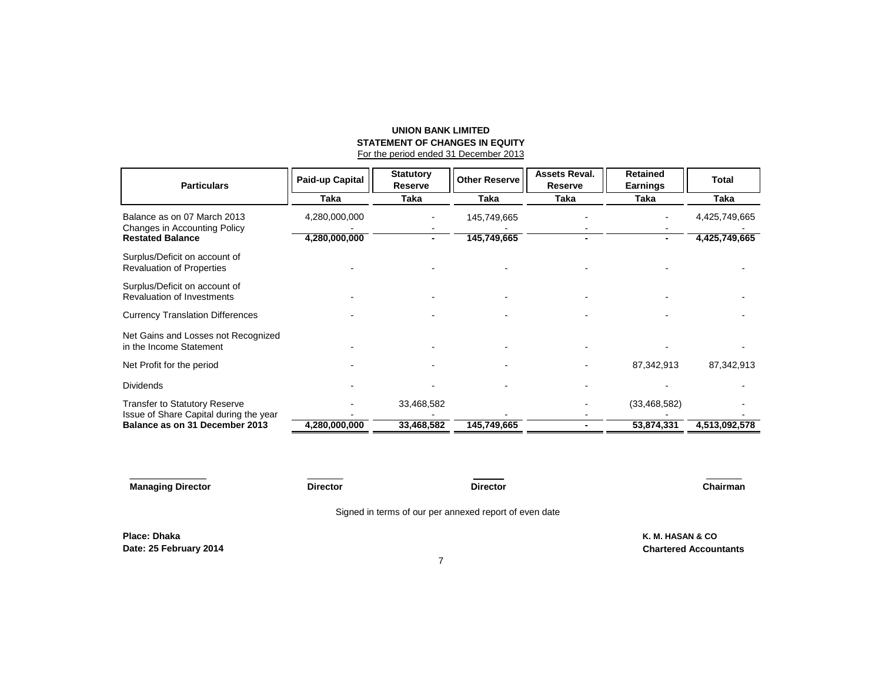# UNION BANK LIMITED

## STATEMENT OF CHANGES IN EQUITY

For the period ended 31 December 2013

| Particulars | Paid-up Capital | Statutory Reserve | Other Reserve | Assets Reval. Reserve | Retained Earnings | Total |
|---|---|---|---|---|---|---|
| | Taka | Taka | Taka | Taka | Taka | Taka |
| Balance as on 07 March 2013 | 4,280,000,000 | - | 145,749,665 | - | - | 4,425,749,665 |
| Changes in Accounting Policy | - | - | - | - | - | - |
| **Restated Balance** | **4,280,000,000** | **-** | **145,749,665** | **-** | **-** | **4,425,749,665** |
| Surplus/Deficit on account of Revaluation of Properties | - | - | - | - | - | - |
| Surplus/Deficit on account of Revaluation of Investments | - | - | - | - | - | - |
| Currency Translation Differences | - | - | - | - | - | - |
| Net Gains and Losses not Recognized in the Income Statement | - | - | - | - | - | - |
| Net Profit for the period | - | - | - | - | 87,342,913 | 87,342,913 |
| Dividends | - | - | - | - | - | - |
| Transfer to Statutory Reserve | - | 33,468,582 | | - | (33,468,582) | - |
| Issue of Share Capital during the year | - | - | - | - | - | - |
| **Balance as on 31 December 2013** | **4,280,000,000** | **33,468,582** | **145,749,665** | **-** | **53,874,331** | **4,513,092,578** |

**Managing Director** | **Director** | **Director** | **Chairman**

Signed in terms of our per annexed report of even date

**Place: Dhaka**
**Date: 25 February 2014**

**K. M. HASAN & CO**
**Chartered Accountants**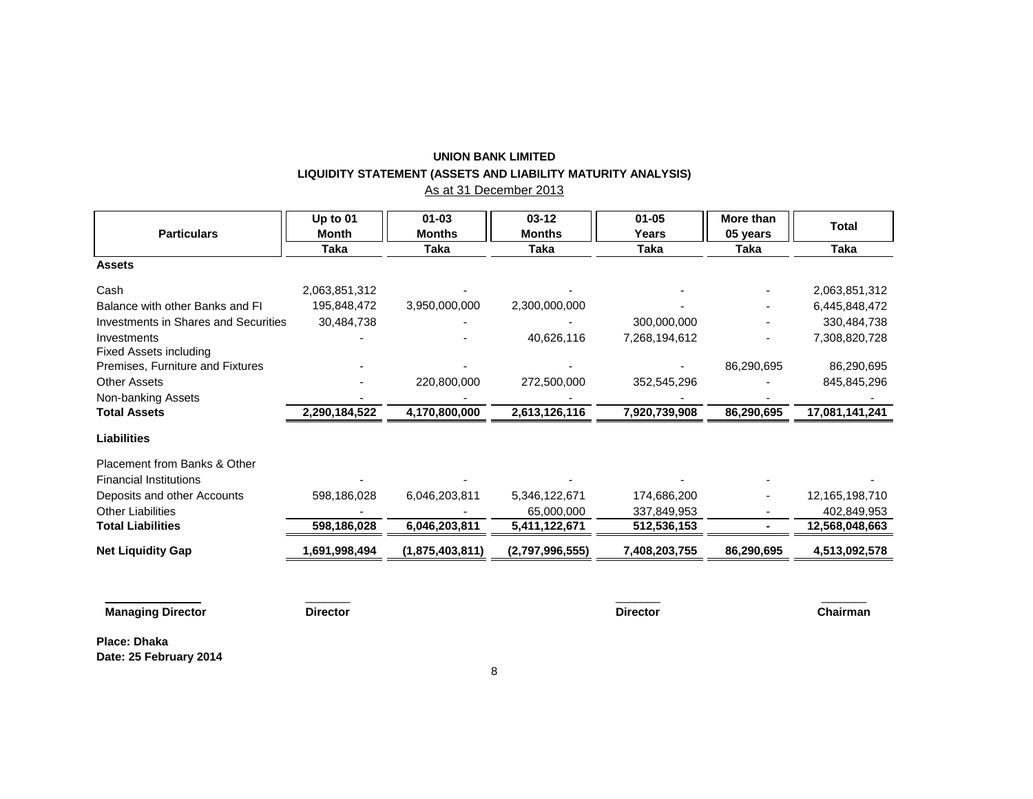# UNION BANK LIMITED

## LIQUIDITY STATEMENT (ASSETS AND LIABILITY MATURITY ANALYSIS)

As at 31 December 2013

| Particulars | Up to 01 Month | 01-03 Months | 03-12 Months | 01-05 Years | More than 05 years | Total |
|---|---|---|---|---|---|---|
| | Taka | Taka | Taka | Taka | Taka | Taka |
| **Assets** | | | | | | |
| Cash | 2,063,851,312 | - | - | - | - | 2,063,851,312 |
| Balance with other Banks and FI | 195,848,472 | 3,950,000,000 | 2,300,000,000 | - | - | 6,445,848,472 |
| Investments in Shares and Securities | 30,484,738 | - | - | 300,000,000 | - | 330,484,738 |
| Investments | - | - | 40,626,116 | 7,268,194,612 | - | 7,308,820,728 |
| Fixed Assets including Premises, Furniture and Fixtures | - | - | - | - | 86,290,695 | 86,290,695 |
| Other Assets | - | 220,800,000 | 272,500,000 | 352,545,296 | - | 845,845,296 |
| Non-banking Assets | - | - | - | - | - | - |
| **Total Assets** | **2,290,184,522** | **4,170,800,000** | **2,613,126,116** | **7,920,739,908** | **86,290,695** | **17,081,141,241** |
| **Liabilities** | | | | | | |
| Placement from Banks & Other Financial Institutions | - | - | - | - | - | - |
| Deposits and other Accounts | 598,186,028 | 6,046,203,811 | 5,346,122,671 | 174,686,200 | - | 12,165,198,710 |
| Other Liabilities | - | - | 65,000,000 | 337,849,953 | - | 402,849,953 |
| **Total Liabilities** | **598,186,028** | **6,046,203,811** | **5,411,122,671** | **512,536,153** | **-** | **12,568,048,663** |
| **Net Liquidity Gap** | **1,691,998,494** | **(1,875,403,811)** | **(2,797,996,555)** | **7,408,203,755** | **86,290,695** | **4,513,092,578** |

**Managing Director** &nbsp;&nbsp;&nbsp; **Director** &nbsp;&nbsp;&nbsp; **Director** &nbsp;&nbsp;&nbsp; **Chairman**

**Place: Dhaka**
**Date: 25 February 2014**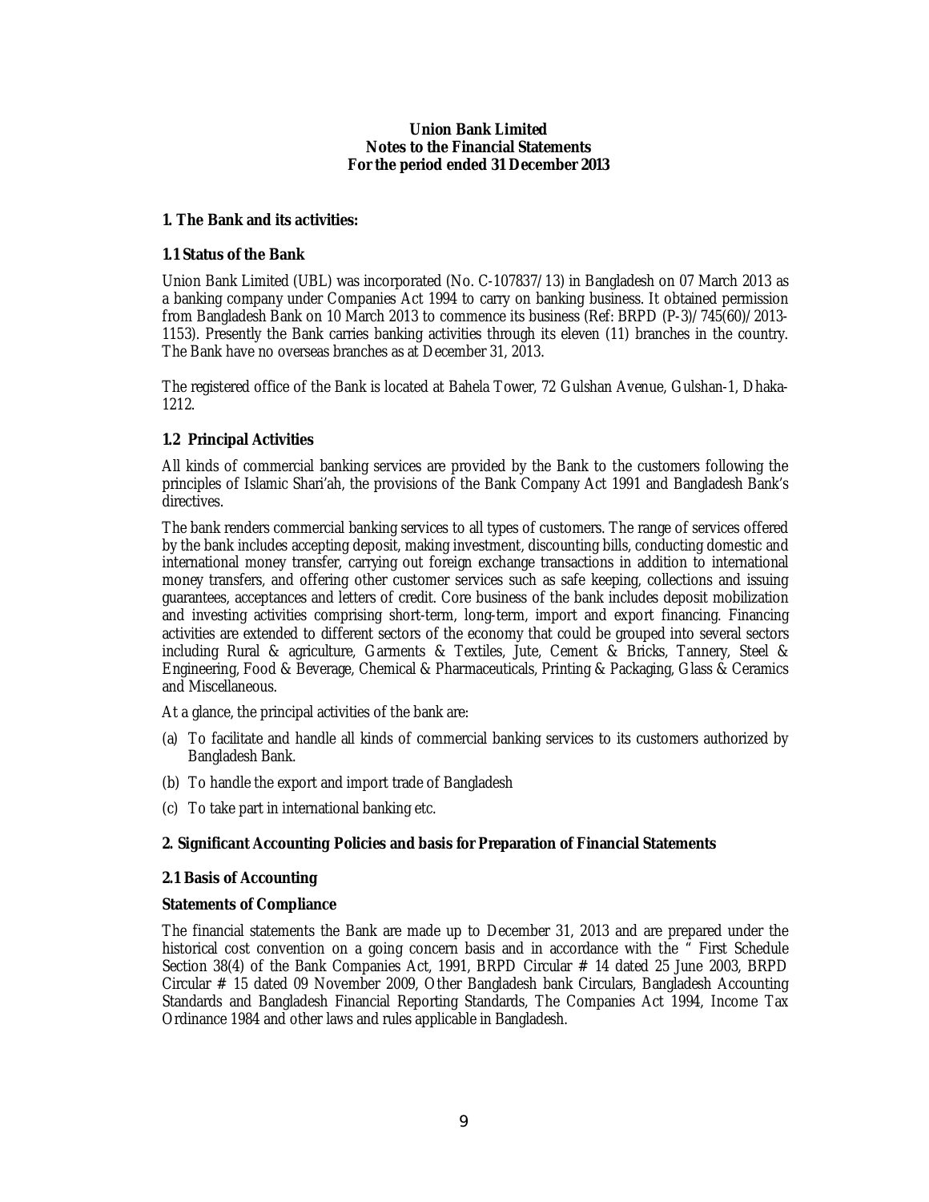**Union Bank Limited**
**Notes to the Financial Statements**
**For the period ended 31 December 2013**

## 1. The Bank and its activities:

### 1.1 Status of the Bank

Union Bank Limited (UBL) was incorporated (No. C-107837/13) in Bangladesh on 07 March 2013 as a banking company under Companies Act 1994 to carry on banking business. It obtained permission from Bangladesh Bank on 10 March 2013 to commence its business (Ref: BRPD (P-3)/745(60)/2013-1153). Presently the Bank carries banking activities through its eleven (11) branches in the country. The Bank have no overseas branches as at December 31, 2013.

The registered office of the Bank is located at Bahela Tower, 72 Gulshan Avenue, Gulshan-1, Dhaka-1212.

### 1.2 Principal Activities

All kinds of commercial banking services are provided by the Bank to the customers following the principles of Islamic Shari'ah, the provisions of the Bank Company Act 1991 and Bangladesh Bank's directives.

The bank renders commercial banking services to all types of customers. The range of services offered by the bank includes accepting deposit, making investment, discounting bills, conducting domestic and international money transfer, carrying out foreign exchange transactions in addition to international money transfers, and offering other customer services such as safe keeping, collections and issuing guarantees, acceptances and letters of credit. Core business of the bank includes deposit mobilization and investing activities comprising short-term, long-term, import and export financing. Financing activities are extended to different sectors of the economy that could be grouped into several sectors including Rural & agriculture, Garments & Textiles, Jute, Cement & Bricks, Tannery, Steel & Engineering, Food & Beverage, Chemical & Pharmaceuticals, Printing & Packaging, Glass & Ceramics and Miscellaneous.

At a glance, the principal activities of the bank are:

(a) To facilitate and handle all kinds of commercial banking services to its customers authorized by Bangladesh Bank.

(b) To handle the export and import trade of Bangladesh

(c) To take part in international banking etc.

## 2. Significant Accounting Policies and basis for Preparation of Financial Statements

### 2.1 Basis of Accounting

**Statements of Compliance**

The financial statements the Bank are made up to December 31, 2013 and are prepared under the historical cost convention on a going concern basis and in accordance with the " First Schedule Section 38(4) of the Bank Companies Act, 1991, BRPD Circular # 14 dated 25 June 2003, BRPD Circular # 15 dated 09 November 2009, Other Bangladesh bank Circulars, Bangladesh Accounting Standards and Bangladesh Financial Reporting Standards, The Companies Act 1994, Income Tax Ordinance 1984 and other laws and rules applicable in Bangladesh.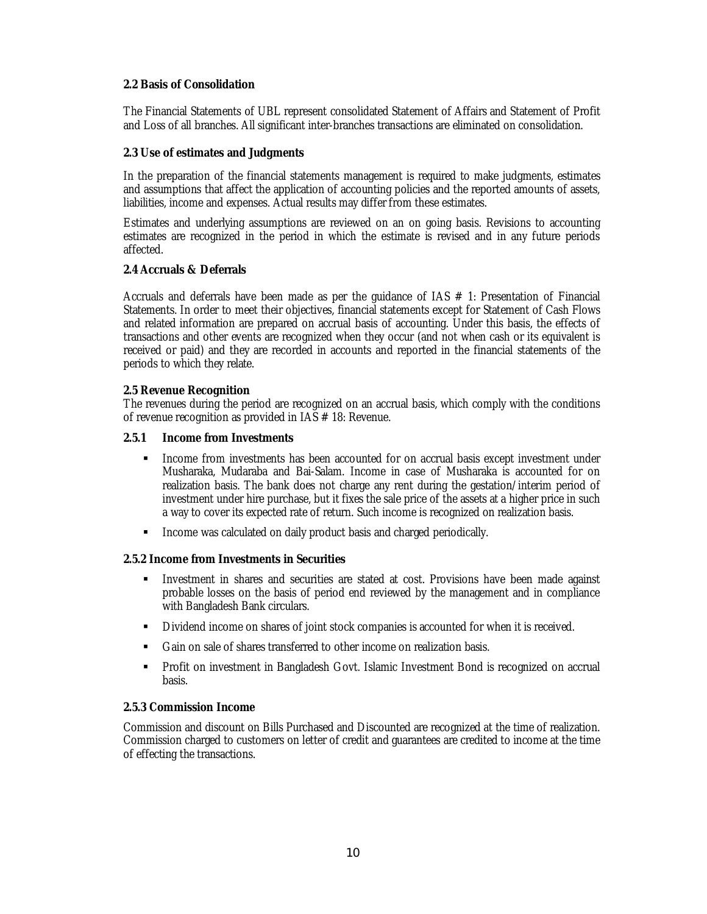### 2.2 Basis of Consolidation

The Financial Statements of UBL represent consolidated Statement of Affairs and Statement of Profit and Loss of all branches. All significant inter-branches transactions are eliminated on consolidation.

### 2.3 Use of estimates and Judgments

In the preparation of the financial statements management is required to make judgments, estimates and assumptions that affect the application of accounting policies and the reported amounts of assets, liabilities, income and expenses. Actual results may differ from these estimates.

Estimates and underlying assumptions are reviewed on an on going basis. Revisions to accounting estimates are recognized in the period in which the estimate is revised and in any future periods affected.

### 2.4 Accruals & Deferrals

Accruals and deferrals have been made as per the guidance of IAS # 1: Presentation of Financial Statements. In order to meet their objectives, financial statements except for Statement of Cash Flows and related information are prepared on accrual basis of accounting. Under this basis, the effects of transactions and other events are recognized when they occur (and not when cash or its equivalent is received or paid) and they are recorded in accounts and reported in the financial statements of the periods to which they relate.

### 2.5 Revenue Recognition

The revenues during the period are recognized on an accrual basis, which comply with the conditions of revenue recognition as provided in IAS # 18: Revenue.

#### 2.5.1 Income from Investments

- Income from investments has been accounted for on accrual basis except investment under Musharaka, Mudaraba and Bai-Salam. Income in case of Musharaka is accounted for on realization basis. The bank does not charge any rent during the gestation/interim period of investment under hire purchase, but it fixes the sale price of the assets at a higher price in such a way to cover its expected rate of return. Such income is recognized on realization basis.
- Income was calculated on daily product basis and charged periodically.

#### 2.5.2 Income from Investments in Securities

- Investment in shares and securities are stated at cost. Provisions have been made against probable losses on the basis of period end reviewed by the management and in compliance with Bangladesh Bank circulars.
- Dividend income on shares of joint stock companies is accounted for when it is received.
- Gain on sale of shares transferred to other income on realization basis.
- Profit on investment in Bangladesh Govt. Islamic Investment Bond is recognized on accrual basis.

#### 2.5.3 Commission Income

Commission and discount on Bills Purchased and Discounted are recognized at the time of realization. Commission charged to customers on letter of credit and guarantees are credited to income at the time of effecting the transactions.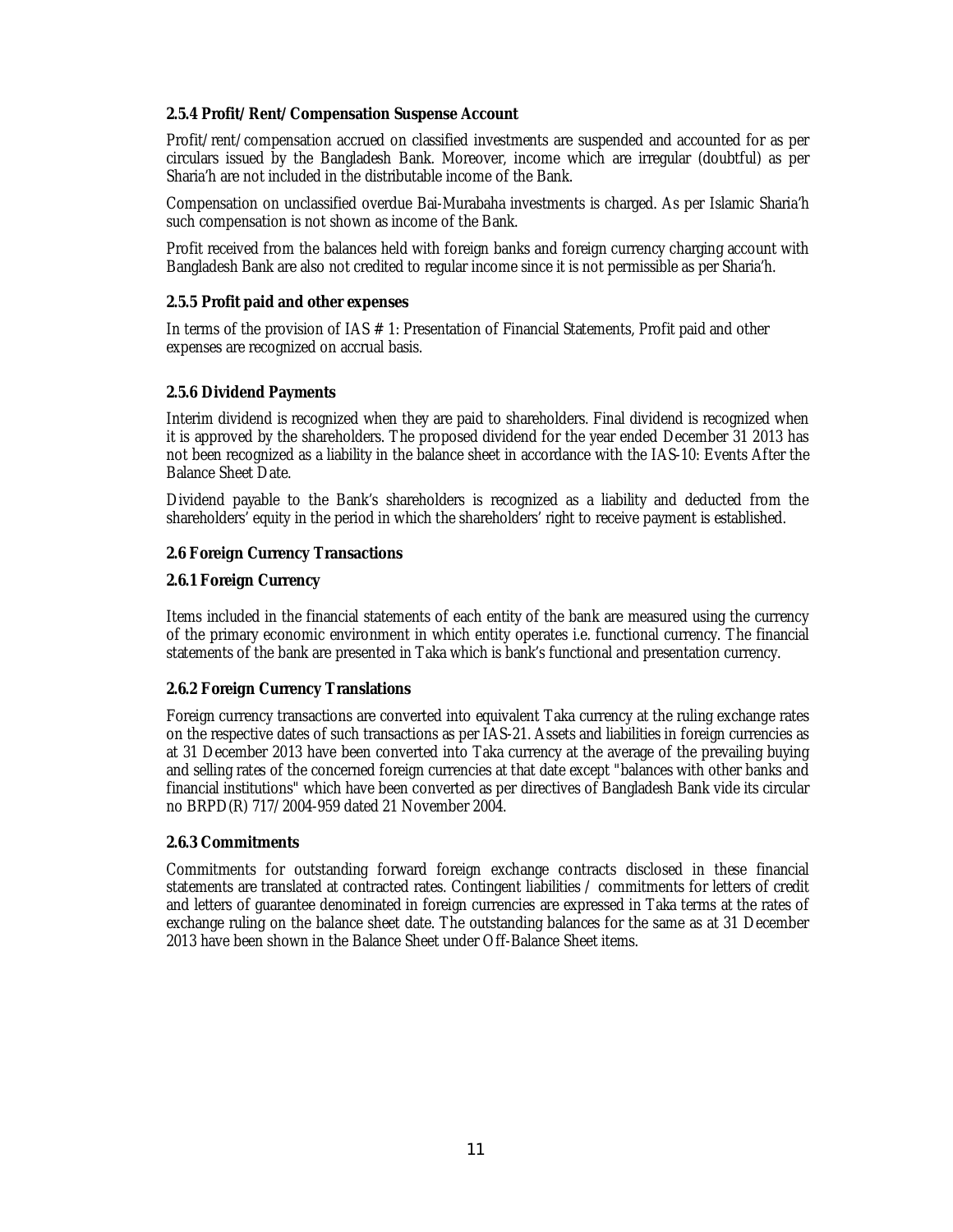#### 2.5.4 Profit/Rent/Compensation Suspense Account

Profit/rent/compensation accrued on classified investments are suspended and accounted for as per circulars issued by the Bangladesh Bank. Moreover, income which are irregular (doubtful) as per Sharia'h are not included in the distributable income of the Bank.

Compensation on unclassified overdue Bai-Murabaha investments is charged. As per Islamic Sharia'h such compensation is not shown as income of the Bank.

Profit received from the balances held with foreign banks and foreign currency charging account with Bangladesh Bank are also not credited to regular income since it is not permissible as per Sharia'h.

#### 2.5.5 Profit paid and other expenses

In terms of the provision of IAS # 1: Presentation of Financial Statements, Profit paid and other expenses are recognized on accrual basis.

#### 2.5.6 Dividend Payments

Interim dividend is recognized when they are paid to shareholders. Final dividend is recognized when it is approved by the shareholders. The proposed dividend for the year ended December 31 2013 has not been recognized as a liability in the balance sheet in accordance with the IAS-10: Events After the Balance Sheet Date.

Dividend payable to the Bank's shareholders is recognized as a liability and deducted from the shareholders' equity in the period in which the shareholders' right to receive payment is established.

### 2.6 Foreign Currency Transactions

#### 2.6.1 Foreign Currency

Items included in the financial statements of each entity of the bank are measured using the currency of the primary economic environment in which entity operates i.e. functional currency. The financial statements of the bank are presented in Taka which is bank's functional and presentation currency.

#### 2.6.2 Foreign Currency Translations

Foreign currency transactions are converted into equivalent Taka currency at the ruling exchange rates on the respective dates of such transactions as per IAS-21. Assets and liabilities in foreign currencies as at 31 December 2013 have been converted into Taka currency at the average of the prevailing buying and selling rates of the concerned foreign currencies at that date except "balances with other banks and financial institutions" which have been converted as per directives of Bangladesh Bank vide its circular no BRPD(R) 717/2004-959 dated 21 November 2004.

#### 2.6.3 Commitments

Commitments for outstanding forward foreign exchange contracts disclosed in these financial statements are translated at contracted rates. Contingent liabilities / commitments for letters of credit and letters of guarantee denominated in foreign currencies are expressed in Taka terms at the rates of exchange ruling on the balance sheet date. The outstanding balances for the same as at 31 December 2013 have been shown in the Balance Sheet under Off-Balance Sheet items.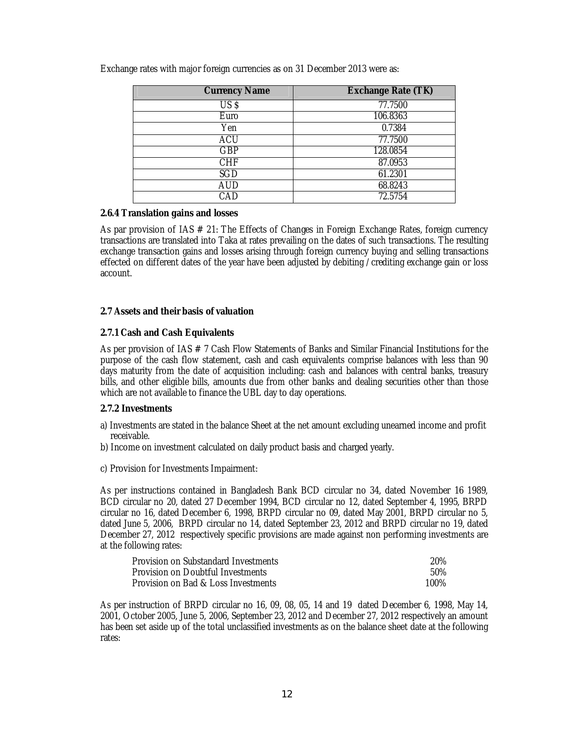Exchange rates with major foreign currencies as on 31 December 2013 were as:

| Currency Name | Exchange Rate (TK) |
|---|---|
| US $ | 77.7500 |
| Euro | 106.8363 |
| Yen | 0.7384 |
| ACU | 77.7500 |
| GBP | 128.0854 |
| CHF | 87.0953 |
| SGD | 61.2301 |
| AUD | 68.8243 |
| CAD | 72.5754 |

**2.6.4 Translation gains and losses**

As par provision of IAS # 21: The Effects of Changes in Foreign Exchange Rates, foreign currency transactions are translated into Taka at rates prevailing on the dates of such transactions. The resulting exchange transaction gains and losses arising through foreign currency buying and selling transactions effected on different dates of the year have been adjusted by debiting /crediting exchange gain or loss account.

**2.7 Assets and their basis of valuation**

**2.7.1 Cash and Cash Equivalents**

As per provision of IAS # 7 Cash Flow Statements of Banks and Similar Financial Institutions for the purpose of the cash flow statement, cash and cash equivalents comprise balances with less than 90 days maturity from the date of acquisition including: cash and balances with central banks, treasury bills, and other eligible bills, amounts due from other banks and dealing securities other than those which are not available to finance the UBL day to day operations.

**2.7.2 Investments**

a) Investments are stated in the balance Sheet at the net amount excluding unearned income and profit receivable.

b) Income on investment calculated on daily product basis and charged yearly.

c) Provision for Investments Impairment:

As per instructions contained in Bangladesh Bank BCD circular no 34, dated November 16 1989, BCD circular no 20, dated 27 December 1994, BCD circular no 12, dated September 4, 1995, BRPD circular no 16, dated December 6, 1998, BRPD circular no 09, dated May 2001, BRPD circular no 5, dated June 5, 2006, BRPD circular no 14, dated September 23, 2012 and BRPD circular no 19, dated December 27, 2012 respectively specific provisions are made against non performing investments are at the following rates:

| | |
|---|---|
| Provision on Substandard Investments | 20% |
| Provision on Doubtful Investments | 50% |
| Provision on Bad & Loss Investments | 100% |

As per instruction of BRPD circular no 16, 09, 08, 05, 14 and 19 dated December 6, 1998, May 14, 2001, October 2005, June 5, 2006, September 23, 2012 and December 27, 2012 respectively an amount has been set aside up of the total unclassified investments as on the balance sheet date at the following rates: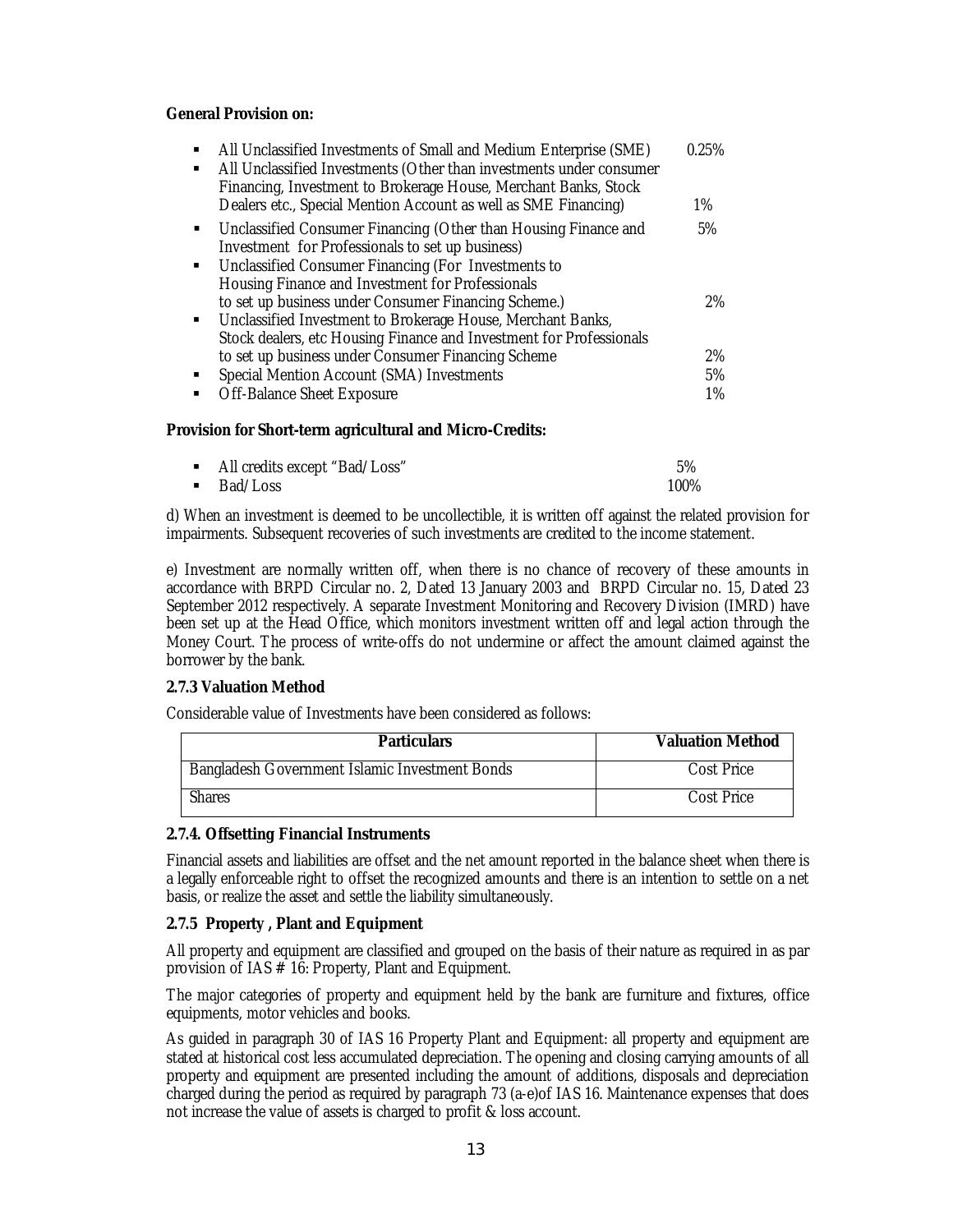**General Provision on:**

- All Unclassified Investments of Small and Medium Enterprise (SME) 0.25%
- All Unclassified Investments (Other than investments under consumer Financing, Investment to Brokerage House, Merchant Banks, Stock Dealers etc., Special Mention Account as well as SME Financing) 1%
- Unclassified Consumer Financing (Other than Housing Finance and Investment for Professionals to set up business) 5%
- Unclassified Consumer Financing (For Investments to Housing Finance and Investment for Professionals to set up business under Consumer Financing Scheme.) 2%
- Unclassified Investment to Brokerage House, Merchant Banks, Stock dealers, etc Housing Finance and Investment for Professionals to set up business under Consumer Financing Scheme 2%
- Special Mention Account (SMA) Investments 5%
- Off-Balance Sheet Exposure 1%

**Provision for Short-term agricultural and Micro-Credits:**

- All credits except "Bad/Loss" 5%
- Bad/Loss 100%

d) When an investment is deemed to be uncollectible, it is written off against the related provision for impairments. Subsequent recoveries of such investments are credited to the income statement.

e) Investment are normally written off, when there is no chance of recovery of these amounts in accordance with BRPD Circular no. 2, Dated 13 January 2003 and BRPD Circular no. 15, Dated 23 September 2012 respectively. A separate Investment Monitoring and Recovery Division (IMRD) have been set up at the Head Office, which monitors investment written off and legal action through the Money Court. The process of write-offs do not undermine or affect the amount claimed against the borrower by the bank.

**2.7.3 Valuation Method**

Considerable value of Investments have been considered as follows:

| Particulars | Valuation Method |
|---|---|
| Bangladesh Government Islamic Investment Bonds | Cost Price |
| Shares | Cost Price |

**2.7.4. Offsetting Financial Instruments**

Financial assets and liabilities are offset and the net amount reported in the balance sheet when there is a legally enforceable right to offset the recognized amounts and there is an intention to settle on a net basis, or realize the asset and settle the liability simultaneously.

**2.7.5 Property , Plant and Equipment**

All property and equipment are classified and grouped on the basis of their nature as required in as par provision of IAS # 16: Property, Plant and Equipment.

The major categories of property and equipment held by the bank are furniture and fixtures, office equipments, motor vehicles and books.

As guided in paragraph 30 of IAS 16 Property Plant and Equipment: all property and equipment are stated at historical cost less accumulated depreciation. The opening and closing carrying amounts of all property and equipment are presented including the amount of additions, disposals and depreciation charged during the period as required by paragraph 73 (a-e)of IAS 16. Maintenance expenses that does not increase the value of assets is charged to profit & loss account.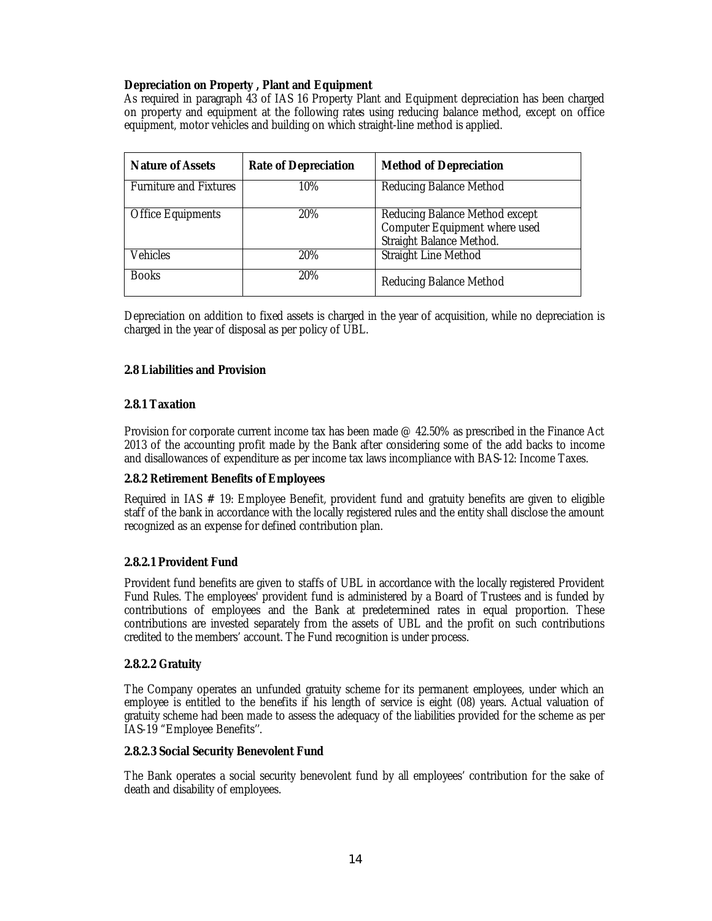**Depreciation on Property , Plant and Equipment**

As required in paragraph 43 of IAS 16 Property Plant and Equipment depreciation has been charged on property and equipment at the following rates using reducing balance method, except on office equipment, motor vehicles and building on which straight-line method is applied.

| Nature of Assets | Rate of Depreciation | Method of Depreciation |
|---|---|---|
| Furniture and Fixtures | 10% | Reducing Balance Method |
| Office Equipments | 20% | Reducing Balance Method except Computer Equipment where used Straight Balance Method. |
| Vehicles | 20% | Straight Line Method |
| Books | 20% | Reducing Balance Method |

Depreciation on addition to fixed assets is charged in the year of acquisition, while no depreciation is charged in the year of disposal as per policy of UBL.

**2.8 Liabilities and Provision**

**2.8.1 Taxation**

Provision for corporate current income tax has been made @ 42.50% as prescribed in the Finance Act 2013 of the accounting profit made by the Bank after considering some of the add backs to income and disallowances of expenditure as per income tax laws incompliance with BAS-12: Income Taxes.

**2.8.2 Retirement Benefits of Employees**

Required in IAS # 19: Employee Benefit, provident fund and gratuity benefits are given to eligible staff of the bank in accordance with the locally registered rules and the entity shall disclose the amount recognized as an expense for defined contribution plan.

**2.8.2.1 Provident Fund**

Provident fund benefits are given to staffs of UBL in accordance with the locally registered Provident Fund Rules. The employees' provident fund is administered by a Board of Trustees and is funded by contributions of employees and the Bank at predetermined rates in equal proportion. These contributions are invested separately from the assets of UBL and the profit on such contributions credited to the members' account. The Fund recognition is under process.

**2.8.2.2 Gratuity**

The Company operates an unfunded gratuity scheme for its permanent employees, under which an employee is entitled to the benefits if his length of service is eight (08) years. Actual valuation of gratuity scheme had been made to assess the adequacy of the liabilities provided for the scheme as per IAS-19 "Employee Benefits".

**2.8.2.3 Social Security Benevolent Fund**

The Bank operates a social security benevolent fund by all employees' contribution for the sake of death and disability of employees.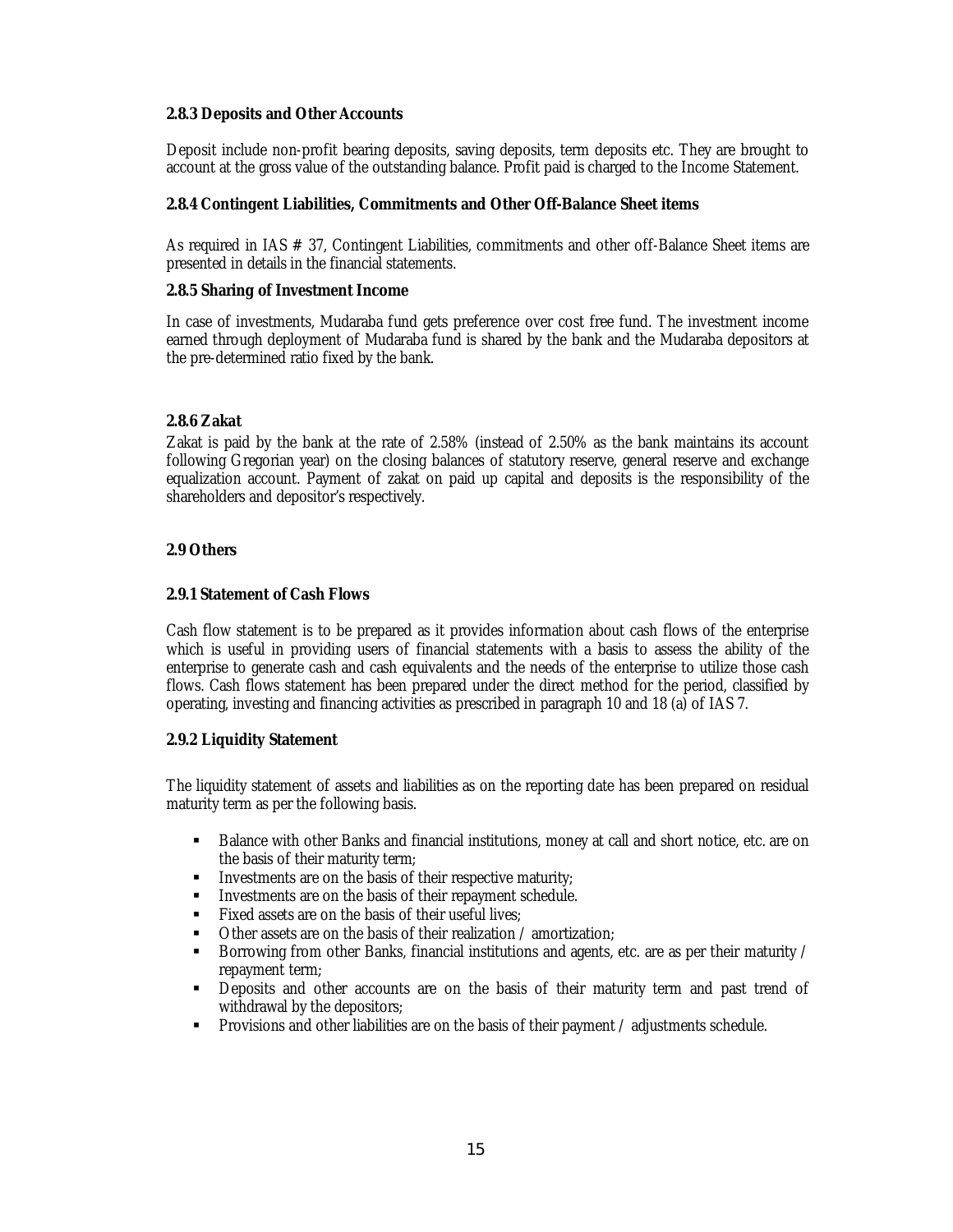#### 2.8.3 Deposits and Other Accounts

Deposit include non-profit bearing deposits, saving deposits, term deposits etc. They are brought to account at the gross value of the outstanding balance. Profit paid is charged to the Income Statement.

#### 2.8.4 Contingent Liabilities, Commitments and Other Off-Balance Sheet items

As required in IAS # 37, Contingent Liabilities, commitments and other off-Balance Sheet items are presented in details in the financial statements.

#### 2.8.5 Sharing of Investment Income

In case of investments, Mudaraba fund gets preference over cost free fund. The investment income earned through deployment of Mudaraba fund is shared by the bank and the Mudaraba depositors at the pre-determined ratio fixed by the bank.

#### 2.8.6 Zakat

Zakat is paid by the bank at the rate of 2.58% (instead of 2.50% as the bank maintains its account following Gregorian year) on the closing balances of statutory reserve, general reserve and exchange equalization account. Payment of zakat on paid up capital and deposits is the responsibility of the shareholders and depositor's respectively.

### 2.9 Others

#### 2.9.1 Statement of Cash Flows

Cash flow statement is to be prepared as it provides information about cash flows of the enterprise which is useful in providing users of financial statements with a basis to assess the ability of the enterprise to generate cash and cash equivalents and the needs of the enterprise to utilize those cash flows. Cash flows statement has been prepared under the direct method for the period, classified by operating, investing and financing activities as prescribed in paragraph 10 and 18 (a) of IAS 7.

#### 2.9.2 Liquidity Statement

The liquidity statement of assets and liabilities as on the reporting date has been prepared on residual maturity term as per the following basis.

- Balance with other Banks and financial institutions, money at call and short notice, etc. are on the basis of their maturity term;
- Investments are on the basis of their respective maturity;
- Investments are on the basis of their repayment schedule.
- Fixed assets are on the basis of their useful lives;
- Other assets are on the basis of their realization / amortization;
- Borrowing from other Banks, financial institutions and agents, etc. are as per their maturity / repayment term;
- Deposits and other accounts are on the basis of their maturity term and past trend of withdrawal by the depositors;
- Provisions and other liabilities are on the basis of their payment / adjustments schedule.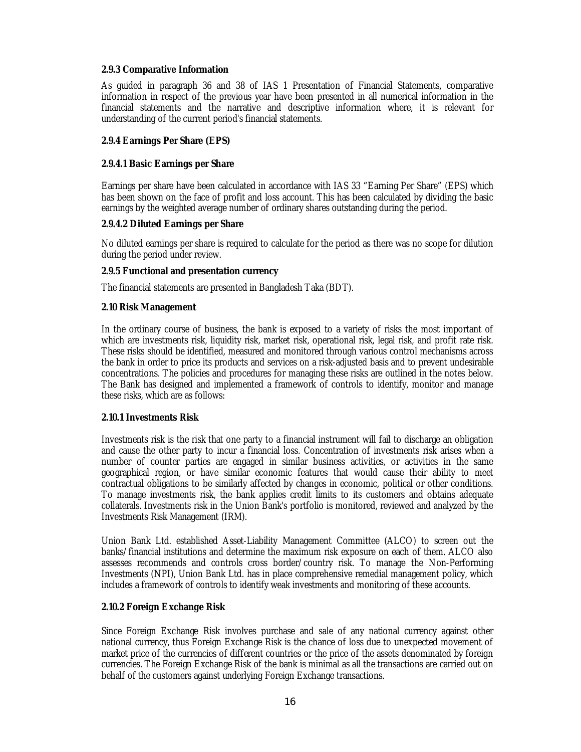### 2.9.3 Comparative Information

As guided in paragraph 36 and 38 of IAS 1 Presentation of Financial Statements, comparative information in respect of the previous year have been presented in all numerical information in the financial statements and the narrative and descriptive information where, it is relevant for understanding of the current period's financial statements.

### 2.9.4 Earnings Per Share (EPS)

#### 2.9.4.1 Basic Earnings per Share

Earnings per share have been calculated in accordance with IAS 33 "Earning Per Share" (EPS) which has been shown on the face of profit and loss account. This has been calculated by dividing the basic earnings by the weighted average number of ordinary shares outstanding during the period.

#### 2.9.4.2 Diluted Earnings per Share

No diluted earnings per share is required to calculate for the period as there was no scope for dilution during the period under review.

### 2.9.5 Functional and presentation currency

The financial statements are presented in Bangladesh Taka (BDT).

## 2.10 Risk Management

In the ordinary course of business, the bank is exposed to a variety of risks the most important of which are investments risk, liquidity risk, market risk, operational risk, legal risk, and profit rate risk. These risks should be identified, measured and monitored through various control mechanisms across the bank in order to price its products and services on a risk-adjusted basis and to prevent undesirable concentrations. The policies and procedures for managing these risks are outlined in the notes below. The Bank has designed and implemented a framework of controls to identify, monitor and manage these risks, which are as follows:

### 2.10.1 Investments Risk

Investments risk is the risk that one party to a financial instrument will fail to discharge an obligation and cause the other party to incur a financial loss. Concentration of investments risk arises when a number of counter parties are engaged in similar business activities, or activities in the same geographical region, or have similar economic features that would cause their ability to meet contractual obligations to be similarly affected by changes in economic, political or other conditions. To manage investments risk, the bank applies credit limits to its customers and obtains adequate collaterals. Investments risk in the Union Bank's portfolio is monitored, reviewed and analyzed by the Investments Risk Management (IRM).

Union Bank Ltd. established Asset-Liability Management Committee (ALCO) to screen out the banks/financial institutions and determine the maximum risk exposure on each of them. ALCO also assesses recommends and controls cross border/country risk. To manage the Non-Performing Investments (NPI), Union Bank Ltd. has in place comprehensive remedial management policy, which includes a framework of controls to identify weak investments and monitoring of these accounts.

### 2.10.2 Foreign Exchange Risk

Since Foreign Exchange Risk involves purchase and sale of any national currency against other national currency, thus Foreign Exchange Risk is the chance of loss due to unexpected movement of market price of the currencies of different countries or the price of the assets denominated by foreign currencies. The Foreign Exchange Risk of the bank is minimal as all the transactions are carried out on behalf of the customers against underlying Foreign Exchange transactions.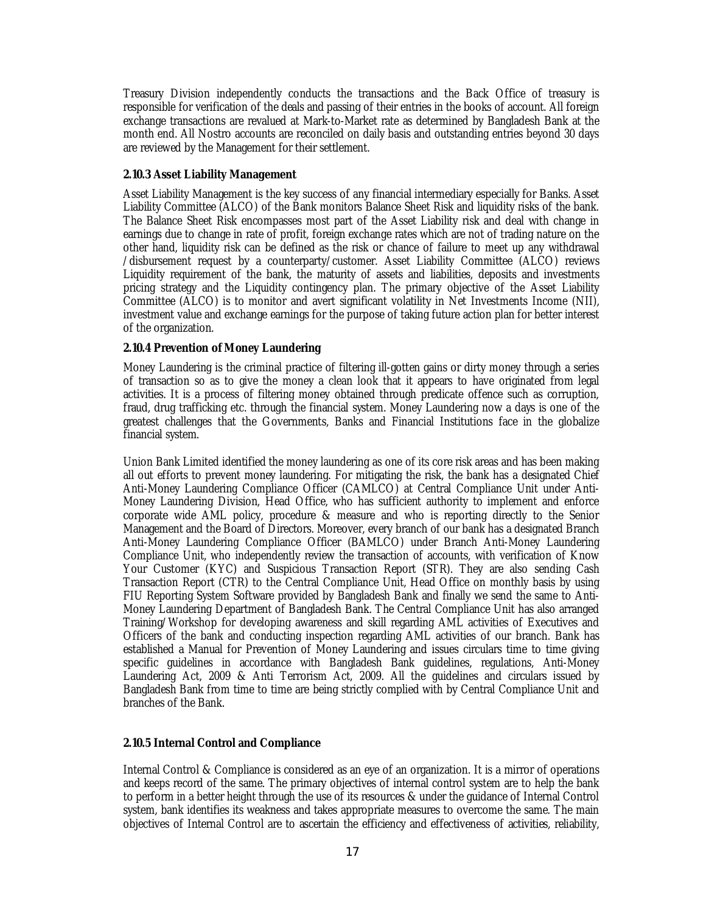Treasury Division independently conducts the transactions and the Back Office of treasury is responsible for verification of the deals and passing of their entries in the books of account. All foreign exchange transactions are revalued at Mark-to-Market rate as determined by Bangladesh Bank at the month end. All Nostro accounts are reconciled on daily basis and outstanding entries beyond 30 days are reviewed by the Management for their settlement.

**2.10.3 Asset Liability Management**

Asset Liability Management is the key success of any financial intermediary especially for Banks. Asset Liability Committee (ALCO) of the Bank monitors Balance Sheet Risk and liquidity risks of the bank. The Balance Sheet Risk encompasses most part of the Asset Liability risk and deal with change in earnings due to change in rate of profit, foreign exchange rates which are not of trading nature on the other hand, liquidity risk can be defined as the risk or chance of failure to meet up any withdrawal /disbursement request by a counterparty/customer. Asset Liability Committee (ALCO) reviews Liquidity requirement of the bank, the maturity of assets and liabilities, deposits and investments pricing strategy and the Liquidity contingency plan. The primary objective of the Asset Liability Committee (ALCO) is to monitor and avert significant volatility in Net Investments Income (NII), investment value and exchange earnings for the purpose of taking future action plan for better interest of the organization.

**2.10.4 Prevention of Money Laundering**

Money Laundering is the criminal practice of filtering ill-gotten gains or dirty money through a series of transaction so as to give the money a clean look that it appears to have originated from legal activities. It is a process of filtering money obtained through predicate offence such as corruption, fraud, drug trafficking etc. through the financial system. Money Laundering now a days is one of the greatest challenges that the Governments, Banks and Financial Institutions face in the globalize financial system.

Union Bank Limited identified the money laundering as one of its core risk areas and has been making all out efforts to prevent money laundering. For mitigating the risk, the bank has a designated Chief Anti-Money Laundering Compliance Officer (CAMLCO) at Central Compliance Unit under Anti-Money Laundering Division, Head Office, who has sufficient authority to implement and enforce corporate wide AML policy, procedure & measure and who is reporting directly to the Senior Management and the Board of Directors. Moreover, every branch of our bank has a designated Branch Anti-Money Laundering Compliance Officer (BAMLCO) under Branch Anti-Money Laundering Compliance Unit, who independently review the transaction of accounts, with verification of Know Your Customer (KYC) and Suspicious Transaction Report (STR). They are also sending Cash Transaction Report (CTR) to the Central Compliance Unit, Head Office on monthly basis by using FIU Reporting System Software provided by Bangladesh Bank and finally we send the same to Anti-Money Laundering Department of Bangladesh Bank. The Central Compliance Unit has also arranged Training/Workshop for developing awareness and skill regarding AML activities of Executives and Officers of the bank and conducting inspection regarding AML activities of our branch. Bank has established a Manual for Prevention of Money Laundering and issues circulars time to time giving specific guidelines in accordance with Bangladesh Bank guidelines, regulations, Anti-Money Laundering Act, 2009 & Anti Terrorism Act, 2009. All the guidelines and circulars issued by Bangladesh Bank from time to time are being strictly complied with by Central Compliance Unit and branches of the Bank.

**2.10.5 Internal Control and Compliance**

Internal Control & Compliance is considered as an eye of an organization. It is a mirror of operations and keeps record of the same. The primary objectives of internal control system are to help the bank to perform in a better height through the use of its resources & under the guidance of Internal Control system, bank identifies its weakness and takes appropriate measures to overcome the same. The main objectives of Internal Control are to ascertain the efficiency and effectiveness of activities, reliability,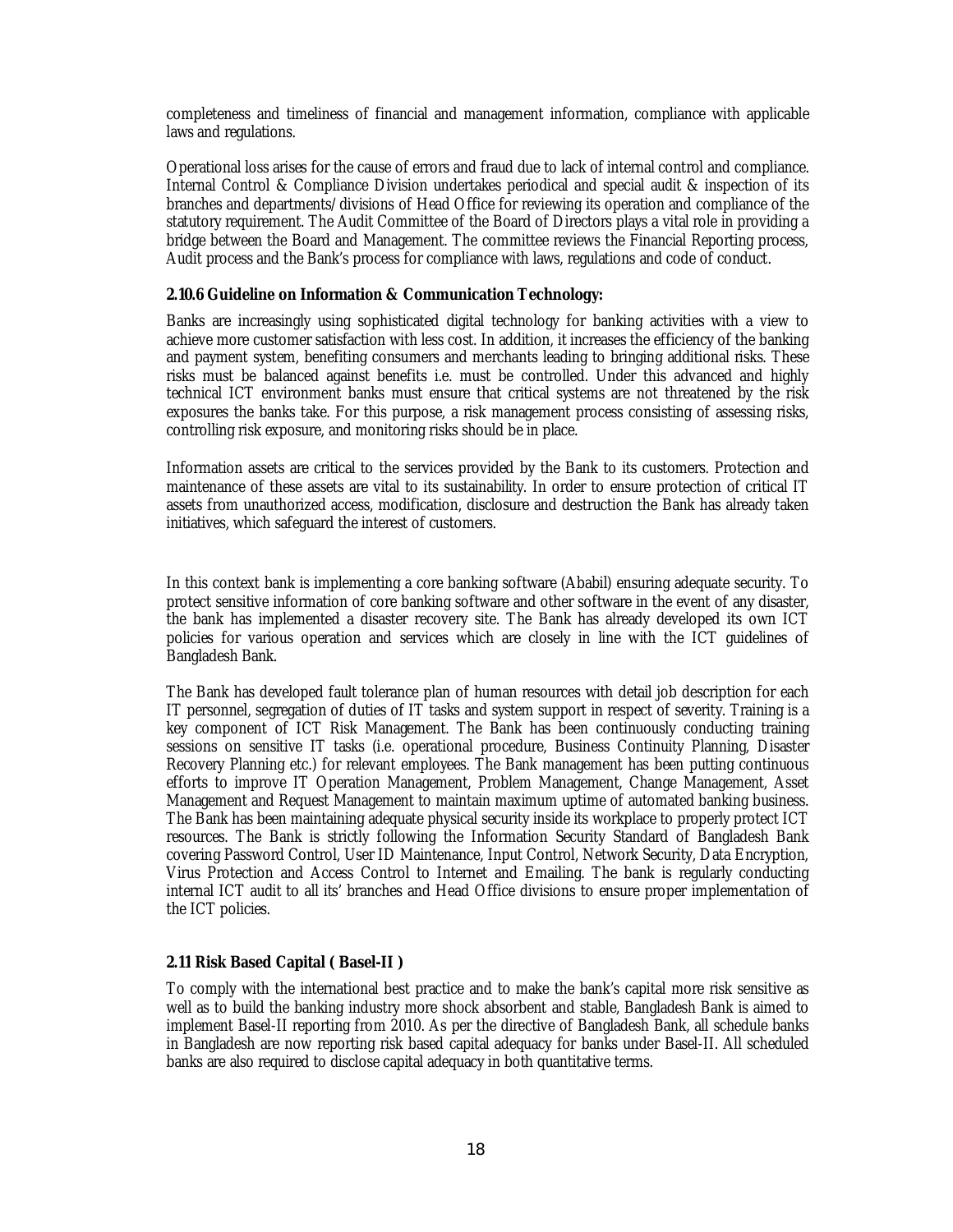completeness and timeliness of financial and management information, compliance with applicable laws and regulations.

Operational loss arises for the cause of errors and fraud due to lack of internal control and compliance. Internal Control & Compliance Division undertakes periodical and special audit & inspection of its branches and departments/divisions of Head Office for reviewing its operation and compliance of the statutory requirement. The Audit Committee of the Board of Directors plays a vital role in providing a bridge between the Board and Management. The committee reviews the Financial Reporting process, Audit process and the Bank's process for compliance with laws, regulations and code of conduct.

### 2.10.6 Guideline on Information & Communication Technology:

Banks are increasingly using sophisticated digital technology for banking activities with a view to achieve more customer satisfaction with less cost. In addition, it increases the efficiency of the banking and payment system, benefiting consumers and merchants leading to bringing additional risks. These risks must be balanced against benefits i.e. must be controlled. Under this advanced and highly technical ICT environment banks must ensure that critical systems are not threatened by the risk exposures the banks take. For this purpose, a risk management process consisting of assessing risks, controlling risk exposure, and monitoring risks should be in place.

Information assets are critical to the services provided by the Bank to its customers. Protection and maintenance of these assets are vital to its sustainability. In order to ensure protection of critical IT assets from unauthorized access, modification, disclosure and destruction the Bank has already taken initiatives, which safeguard the interest of customers.

In this context bank is implementing a core banking software (Ababil) ensuring adequate security. To protect sensitive information of core banking software and other software in the event of any disaster, the bank has implemented a disaster recovery site. The Bank has already developed its own ICT policies for various operation and services which are closely in line with the ICT guidelines of Bangladesh Bank.

The Bank has developed fault tolerance plan of human resources with detail job description for each IT personnel, segregation of duties of IT tasks and system support in respect of severity. Training is a key component of ICT Risk Management. The Bank has been continuously conducting training sessions on sensitive IT tasks (i.e. operational procedure, Business Continuity Planning, Disaster Recovery Planning etc.) for relevant employees. The Bank management has been putting continuous efforts to improve IT Operation Management, Problem Management, Change Management, Asset Management and Request Management to maintain maximum uptime of automated banking business. The Bank has been maintaining adequate physical security inside its workplace to properly protect ICT resources. The Bank is strictly following the Information Security Standard of Bangladesh Bank covering Password Control, User ID Maintenance, Input Control, Network Security, Data Encryption, Virus Protection and Access Control to Internet and Emailing. The bank is regularly conducting internal ICT audit to all its' branches and Head Office divisions to ensure proper implementation of the ICT policies.

### 2.11 Risk Based Capital ( Basel-II )

To comply with the international best practice and to make the bank's capital more risk sensitive as well as to build the banking industry more shock absorbent and stable, Bangladesh Bank is aimed to implement Basel-II reporting from 2010. As per the directive of Bangladesh Bank, all schedule banks in Bangladesh are now reporting risk based capital adequacy for banks under Basel-II. All scheduled banks are also required to disclose capital adequacy in both quantitative terms.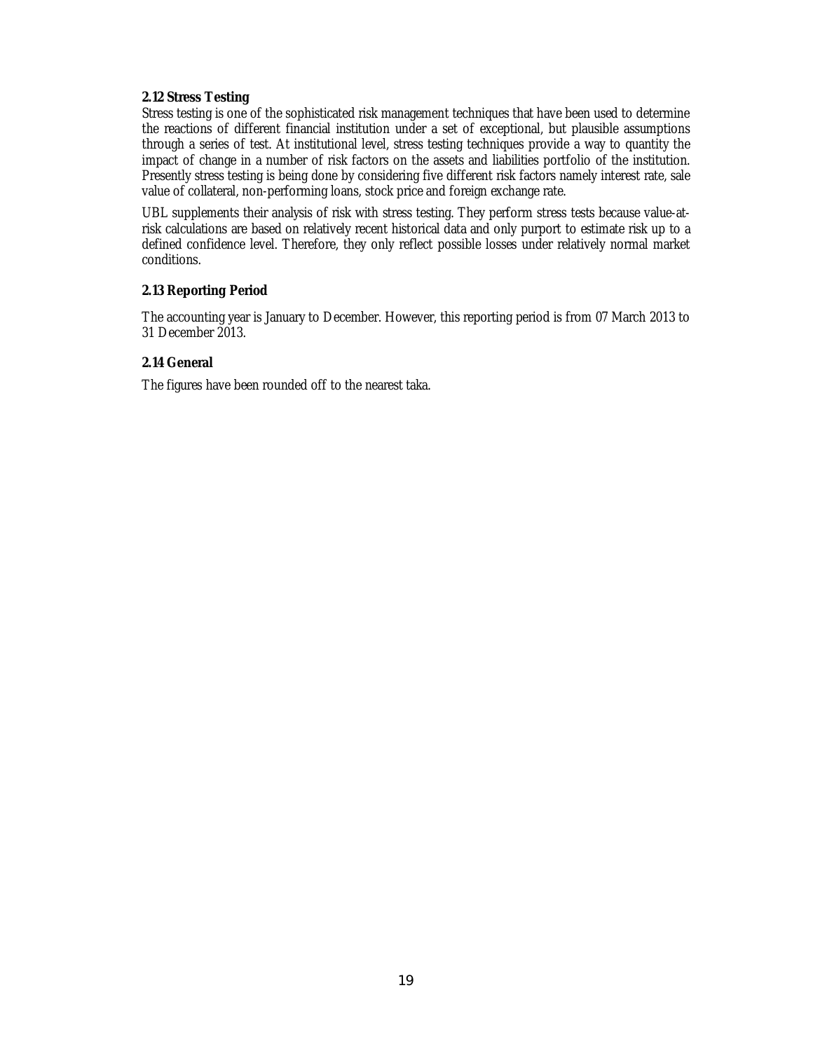### 2.12 Stress Testing

Stress testing is one of the sophisticated risk management techniques that have been used to determine the reactions of different financial institution under a set of exceptional, but plausible assumptions through a series of test. At institutional level, stress testing techniques provide a way to quantity the impact of change in a number of risk factors on the assets and liabilities portfolio of the institution. Presently stress testing is being done by considering five different risk factors namely interest rate, sale value of collateral, non-performing loans, stock price and foreign exchange rate.

UBL supplements their analysis of risk with stress testing. They perform stress tests because value-at-risk calculations are based on relatively recent historical data and only purport to estimate risk up to a defined confidence level. Therefore, they only reflect possible losses under relatively normal market conditions.

### 2.13 Reporting Period

The accounting year is January to December. However, this reporting period is from 07 March 2013 to 31 December 2013.

### 2.14 General

The figures have been rounded off to the nearest taka.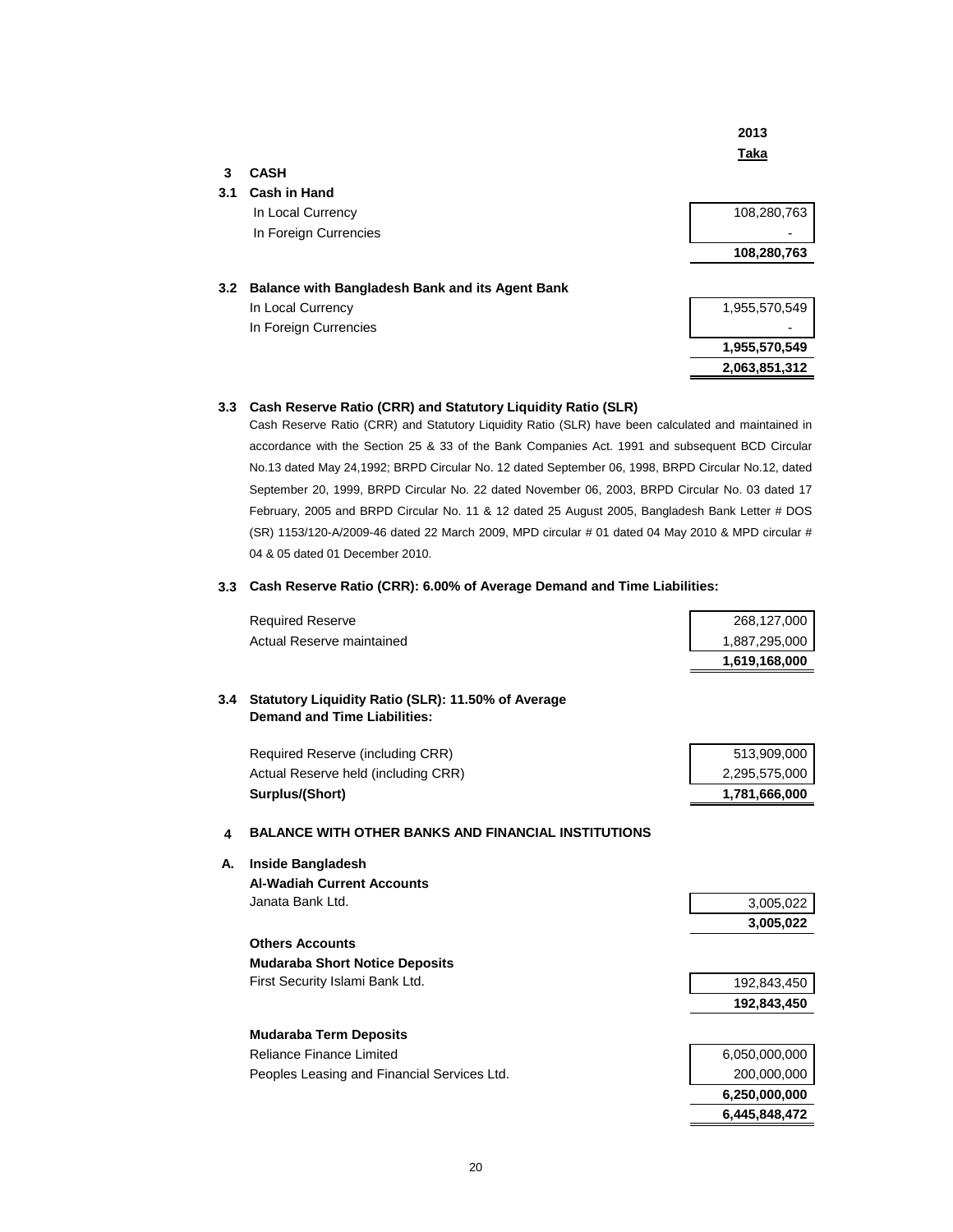| | | 2013 |
|---|---|---|
| | | **Taka** |
| **3** | **CASH** | |
| **3.1** | **Cash in Hand** | |
| | In Local Currency | 108,280,763 |
| | In Foreign Currencies | - |
| | | **108,280,763** |
| **3.2** | **Balance with Bangladesh Bank and its Agent Bank** | |
| | In Local Currency | 1,955,570,549 |
| | In Foreign Currencies | - |
| | | **1,955,570,549** |
| | | **2,063,851,312** |

**3.3 Cash Reserve Ratio (CRR) and Statutory Liquidity Ratio (SLR)**

Cash Reserve Ratio (CRR) and Statutory Liquidity Ratio (SLR) have been calculated and maintained in accordance with the Section 25 & 33 of the Bank Companies Act. 1991 and subsequent BCD Circular No.13 dated May 24,1992; BRPD Circular No. 12 dated September 06, 1998, BRPD Circular No.12, dated September 20, 1999, BRPD Circular No. 22 dated November 06, 2003, BRPD Circular No. 03 dated 17 February, 2005 and BRPD Circular No. 11 & 12 dated 25 August 2005, Bangladesh Bank Letter # DOS (SR) 1153/120-A/2009-46 dated 22 March 2009, MPD circular # 01 dated 04 May 2010 & MPD circular # 04 & 05 dated 01 December 2010.

**3.3 Cash Reserve Ratio (CRR): 6.00% of Average Demand and Time Liabilities:**

| | Taka |
|---|---|
| Required Reserve | 268,127,000 |
| Actual Reserve maintained | 1,887,295,000 |
| | **1,619,168,000** |

**3.4 Statutory Liquidity Ratio (SLR): 11.50% of Average Demand and Time Liabilities:**

| | Taka |
|---|---|
| Required Reserve (including CRR) | 513,909,000 |
| Actual Reserve held (including CRR) | 2,295,575,000 |
| **Surplus/(Short)** | **1,781,666,000** |

**4 BALANCE WITH OTHER BANKS AND FINANCIAL INSTITUTIONS**

| | | Taka |
|---|---|---|
| **A.** | **Inside Bangladesh** | |
| | **Al-Wadiah Current Accounts** | |
| | Janata Bank Ltd. | 3,005,022 |
| | | **3,005,022** |
| | **Others Accounts** | |
| | **Mudaraba Short Notice Deposits** | |
| | First Security Islami Bank Ltd. | 192,843,450 |
| | | **192,843,450** |
| | **Mudaraba Term Deposits** | |
| | Reliance Finance Limited | 6,050,000,000 |
| | Peoples Leasing and Financial Services Ltd. | 200,000,000 |
| | | **6,250,000,000** |
| | | **6,445,848,472** |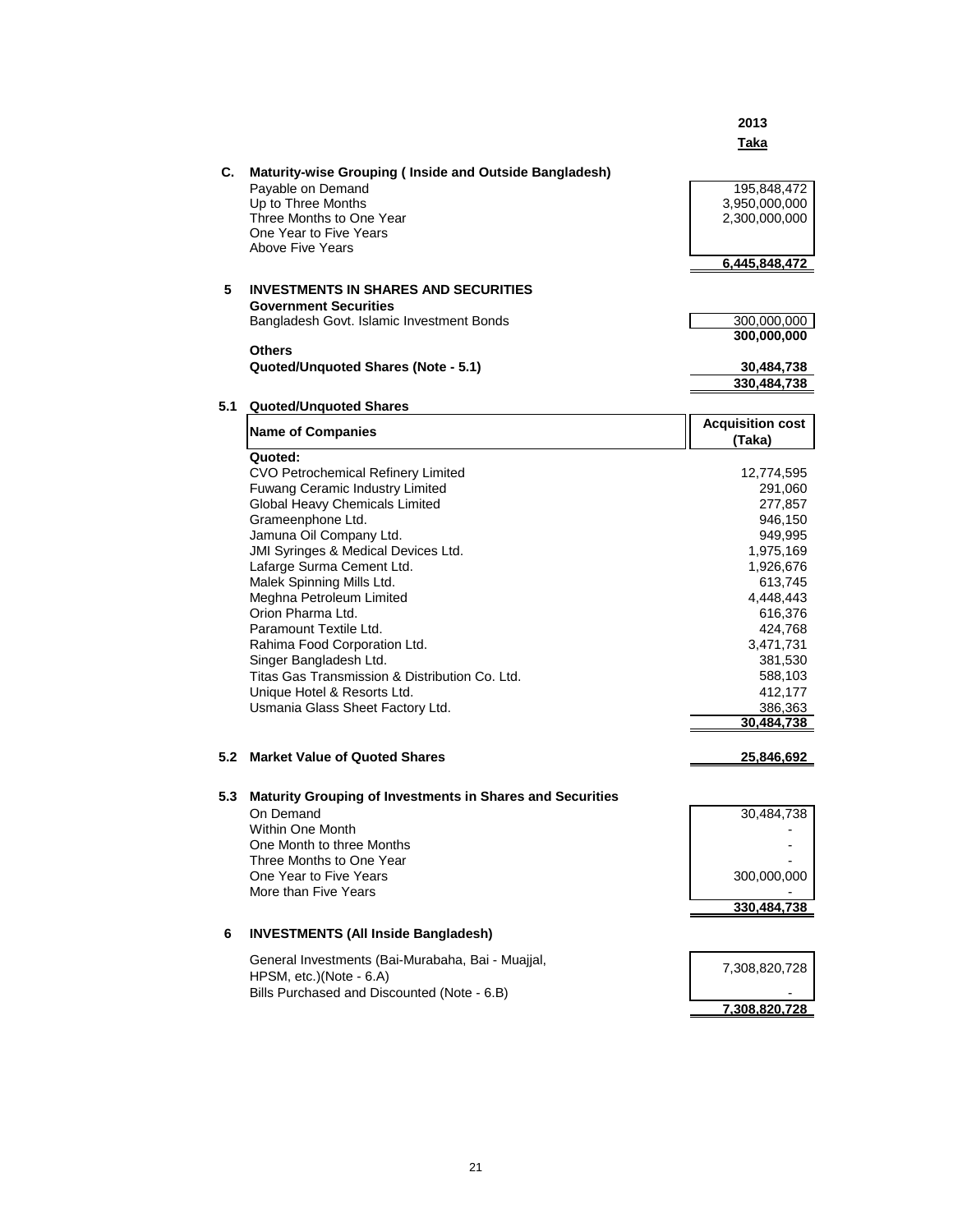| | | 2013 |
|---|---|---|
| | | Taka |
| **C.** | **Maturity-wise Grouping ( Inside and Outside Bangladesh)** | |
| | Payable on Demand | 195,848,472 |
| | Up to Three Months | 3,950,000,000 |
| | Three Months to One Year | 2,300,000,000 |
| | One Year to Five Years | |
| | Above Five Years | |
| | | **6,445,848,472** |

## 5 INVESTMENTS IN SHARES AND SECURITIES

| | 2013 Taka |
|---|---|
| **Government Securities** | |
| Bangladesh Govt. Islamic Investment Bonds | 300,000,000 |
| | **300,000,000** |
| **Others** | |
| **Quoted/Unquoted Shares (Note - 5.1)** | **30,484,738** |
| | **330,484,738** |

### 5.1 Quoted/Unquoted Shares

| Name of Companies | Acquisition cost (Taka) |
|---|---|
| **Quoted:** | |
| CVO Petrochemical Refinery Limited | 12,774,595 |
| Fuwang Ceramic Industry Limited | 291,060 |
| Global Heavy Chemicals Limited | 277,857 |
| Grameenphone Ltd. | 946,150 |
| Jamuna Oil Company Ltd. | 949,995 |
| JMI Syringes & Medical Devices Ltd. | 1,975,169 |
| Lafarge Surma Cement Ltd. | 1,926,676 |
| Malek Spinning Mills Ltd. | 613,745 |
| Meghna Petroleum Limited | 4,448,443 |
| Orion Pharma Ltd. | 616,376 |
| Paramount Textile Ltd. | 424,768 |
| Rahima Food Corporation Ltd. | 3,471,731 |
| Singer Bangladesh Ltd. | 381,530 |
| Titas Gas Transmission & Distribution Co. Ltd. | 588,103 |
| Unique Hotel & Resorts Ltd. | 412,177 |
| Usmania Glass Sheet Factory Ltd. | 386,363 |
| | **30,484,738** |

### 5.2 Market Value of Quoted Shares

| | 2013 Taka |
|---|---|
| **Market Value of Quoted Shares** | **25,846,692** |

### 5.3 Maturity Grouping of Investments in Shares and Securities

| | 2013 Taka |
|---|---|
| On Demand | 30,484,738 |
| Within One Month | - |
| One Month to three Months | - |
| Three Months to One Year | - |
| One Year to Five Years | 300,000,000 |
| More than Five Years | - |
| | **330,484,738** |

## 6 INVESTMENTS (All Inside Bangladesh)

| | 2013 Taka |
|---|---|
| General Investments (Bai-Murabaha, Bai - Muajjal, HPSM, etc.)(Note - 6.A) | 7,308,820,728 |
| Bills Purchased and Discounted (Note - 6.B) | - |
| | **7,308,820,728** |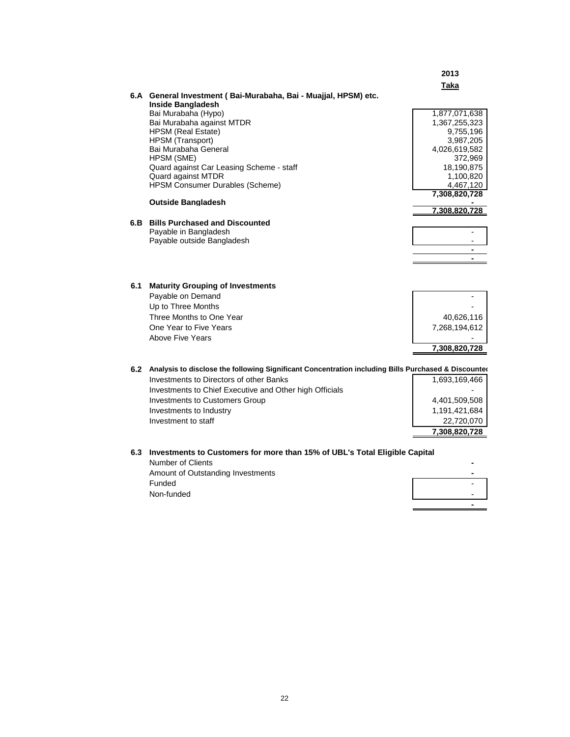| | | 2013 |
|---|---|---|
| | | **Taka** |
| **6.A** | **General Investment ( Bai-Murabaha, Bai - Muajjal, HPSM) etc.** | |
| | **Inside Bangladesh** | |
| | Bai Murabaha (Hypo) | 1,877,071,638 |
| | Bai Murabaha against MTDR | 1,367,255,323 |
| | HPSM (Real Estate) | 9,755,196 |
| | HPSM (Transport) | 3,987,205 |
| | Bai Murabaha General | 4,026,619,582 |
| | HPSM (SME) | 372,969 |
| | Quard against Car Leasing Scheme - staff | 18,190,875 |
| | Quard against MTDR | 1,100,820 |
| | HPSM Consumer Durables (Scheme) | 4,467,120 |
| | | **7,308,820,728** |
| | **Outside Bangladesh** | **-** |
| | | **7,308,820,728** |
| **6.B** | **Bills Purchased and Discounted** | |
| | Payable in Bangladesh | - |
| | Payable outside Bangladesh | - |
| | | **-** |
| | | **-** |
| **6.1** | **Maturity Grouping of Investments** | |
| | Payable on Demand | - |
| | Up to Three Months | - |
| | Three Months to One Year | 40,626,116 |
| | One Year to Five Years | 7,268,194,612 |
| | Above Five Years | - |
| | | **7,308,820,728** |
| **6.2** | **Analysis to disclose the following Significant Concentration including Bills Purchased & Discounted** | |
| | Investments to Directors of other Banks | 1,693,169,466 |
| | Investments to Chief Executive and Other high Officials | - |
| | Investments to Customers Group | 4,401,509,508 |
| | Investments to Industry | 1,191,421,684 |
| | Investment to staff | 22,720,070 |
| | | **7,308,820,728** |
| **6.3** | **Investments to Customers for more than 15% of UBL's Total Eligible Capital** | |
| | Number of Clients | **-** |
| | Amount of Outstanding Investments | **-** |
| | Funded | - |
| | Non-funded | - |
| | | **-** |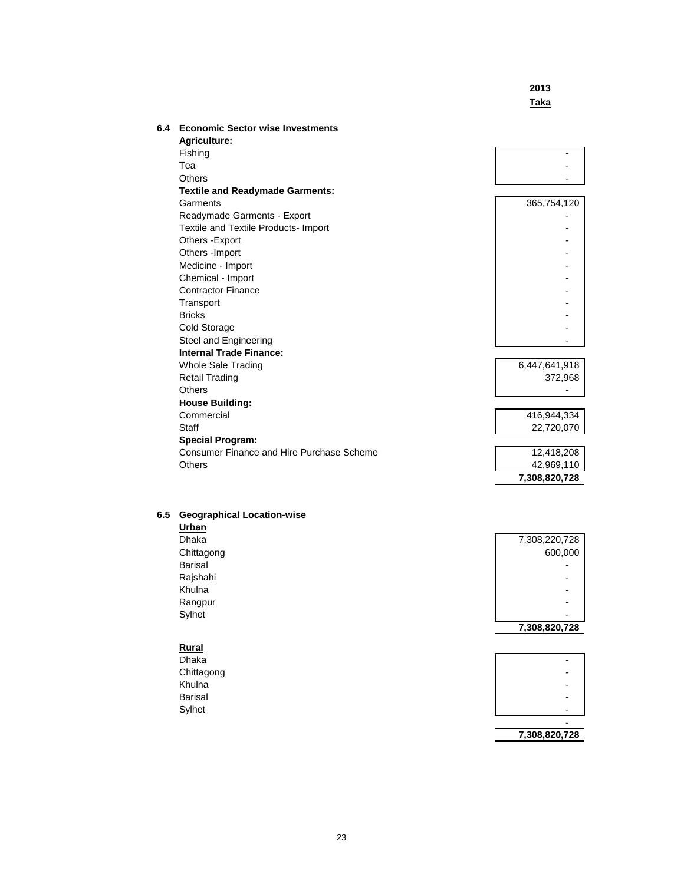| | 2013 |
|---|---|
| | Taka |
| **6.4 Economic Sector wise Investments** | |
| **Agriculture:** | |
| Fishing | - |
| Tea | - |
| Others | - |
| **Textile and Readymade Garments:** | |
| Garments | 365,754,120 |
| Readymade Garments - Export | - |
| Textile and Textile Products- Import | - |
| Others -Export | - |
| Others -Import | - |
| Medicine - Import | - |
| Chemical - Import | - |
| Contractor Finance | - |
| Transport | - |
| Bricks | - |
| Cold Storage | - |
| Steel and Engineering | - |
| **Internal Trade Finance:** | |
| Whole Sale Trading | 6,447,641,918 |
| Retail Trading | 372,968 |
| Others | - |
| **House Building:** | |
| Commercial | 416,944,334 |
| Staff | 22,720,070 |
| **Special Program:** | |
| Consumer Finance and Hire Purchase Scheme | 12,418,208 |
| Others | 42,969,110 |
| | **7,308,820,728** |

| | 2013 Taka |
|---|---|
| **6.5 Geographical Location-wise** | |
| **Urban** | |
| Dhaka | 7,308,220,728 |
| Chittagong | 600,000 |
| Barisal | - |
| Rajshahi | - |
| Khulna | - |
| Rangpur | - |
| Sylhet | - |
| | **7,308,820,728** |
| **Rural** | |
| Dhaka | - |
| Chittagong | - |
| Khulna | - |
| Barisal | - |
| Sylhet | - |
| | **-** |
| | **7,308,820,728** |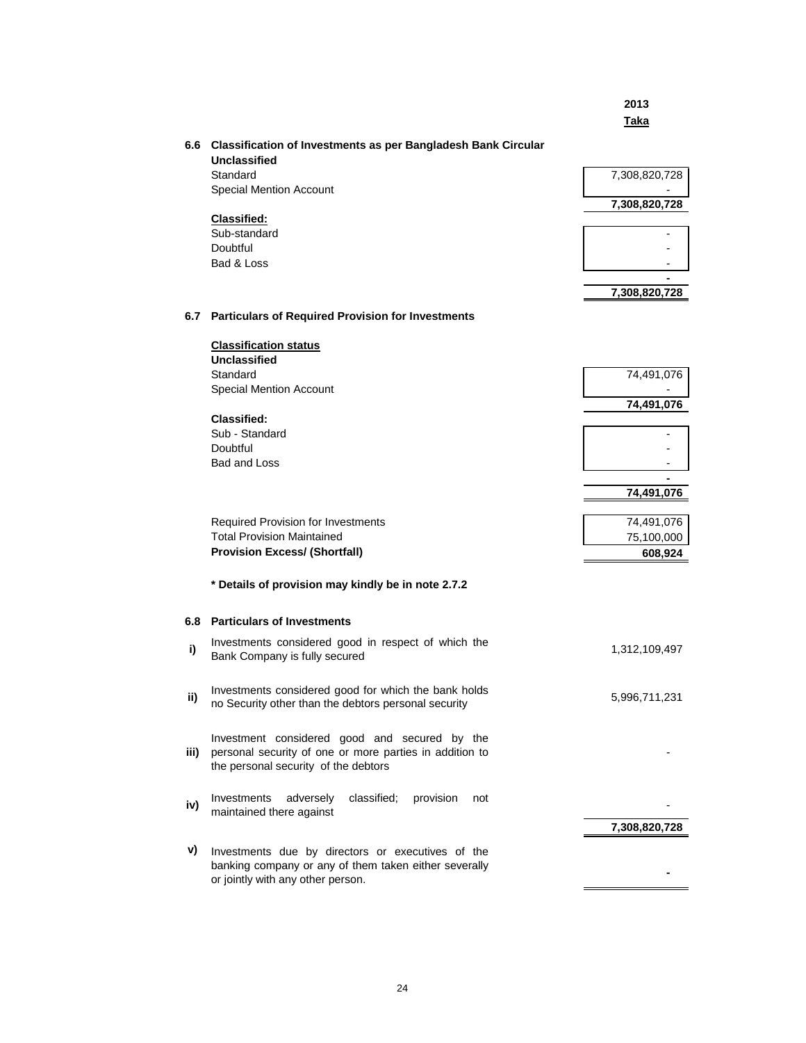| | | 2013 |
|---|---|---|
| | | Taka |
| **6.6** | **Classification of Investments as per Bangladesh Bank Circular** | |
| | **Unclassified** | |
| | Standard | 7,308,820,728 |
| | Special Mention Account | - |
| | | **7,308,820,728** |
| | **Classified:** | |
| | Sub-standard | - |
| | Doubtful | - |
| | Bad & Loss | - |
| | | **-** |
| | | **7,308,820,728** |

**6.7 Particulars of Required Provision for Investments**

| | Taka |
|---|---|
| **Classification status** | |
| **Unclassified** | |
| Standard | 74,491,076 |
| Special Mention Account | - |
| | **74,491,076** |
| **Classified:** | |
| Sub - Standard | - |
| Doubtful | - |
| Bad and Loss | - |
| | **-** |
| | **74,491,076** |
| Required Provision for Investments | 74,491,076 |
| Total Provision Maintained | 75,100,000 |
| **Provision Excess/ (Shortfall)** | **608,924** |

**\* Details of provision may kindly be in note 2.7.2**

**6.8 Particulars of Investments**

| | | Taka |
|---|---|---|
| **i)** | Investments considered good in respect of which the Bank Company is fully secured | 1,312,109,497 |
| **ii)** | Investments considered good for which the bank holds no Security other than the debtors personal security | 5,996,711,231 |
| **iii)** | Investment considered good and secured by the personal security of one or more parties in addition to the personal security of the debtors | - |
| **iv)** | Investments adversely classified; provision not maintained there against | - |
| | | **7,308,820,728** |
| **v)** | Investments due by directors or executives of the banking company or any of them taken either severally or jointly with any other person. | **-** |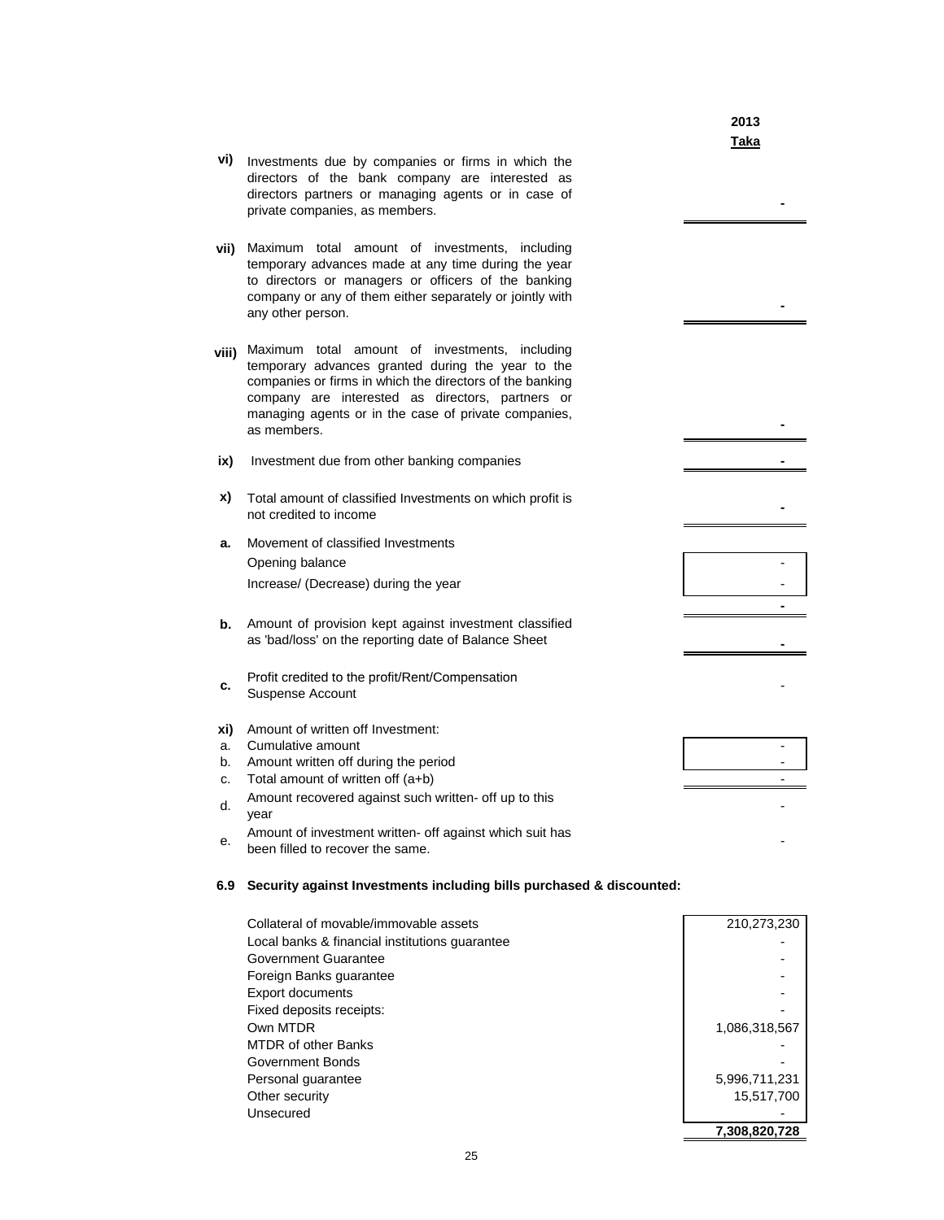| | | 2013 |
|---|---|---|
| | | Taka |
| vi) | Investments due by companies or firms in which the directors of the bank company are interested as directors partners or managing agents or in case of private companies, as members. | - |
| vii) | Maximum total amount of investments, including temporary advances made at any time during the year to directors or managers or officers of the banking company or any of them either separately or jointly with any other person. | - |
| viii) | Maximum total amount of investments, including temporary advances granted during the year to the companies or firms in which the directors of the banking company are interested as directors, partners or managing agents or in the case of private companies, as members. | - |
| ix) | Investment due from other banking companies | - |
| x) | Total amount of classified Investments on which profit is not credited to income | - |
| a. | Movement of classified Investments | |
| | Opening balance | - |
| | Increase/ (Decrease) during the year | - |
| | | - |
| b. | Amount of provision kept against investment classified as 'bad/loss' on the reporting date of Balance Sheet | - |
| c. | Profit credited to the profit/Rent/Compensation Suspense Account | - |
| xi) | Amount of written off Investment: | |
| a. | Cumulative amount | - |
| b. | Amount written off during the period | - |
| c. | Total amount of written off (a+b) | - |
| d. | Amount recovered against such written- off up to this year | - |
| e. | Amount of investment written- off against which suit has been filled to recover the same. | - |

**6.9 Security against Investments including bills purchased & discounted:**

| | 2013 Taka |
|---|---|
| Collateral of movable/immovable assets | 210,273,230 |
| Local banks & financial institutions guarantee | - |
| Government Guarantee | - |
| Foreign Banks guarantee | - |
| Export documents | - |
| Fixed deposits receipts: | - |
| Own MTDR | 1,086,318,567 |
| MTDR of other Banks | - |
| Government Bonds | - |
| Personal guarantee | 5,996,711,231 |
| Other security | 15,517,700 |
| Unsecured | - |
| | **7,308,820,728** |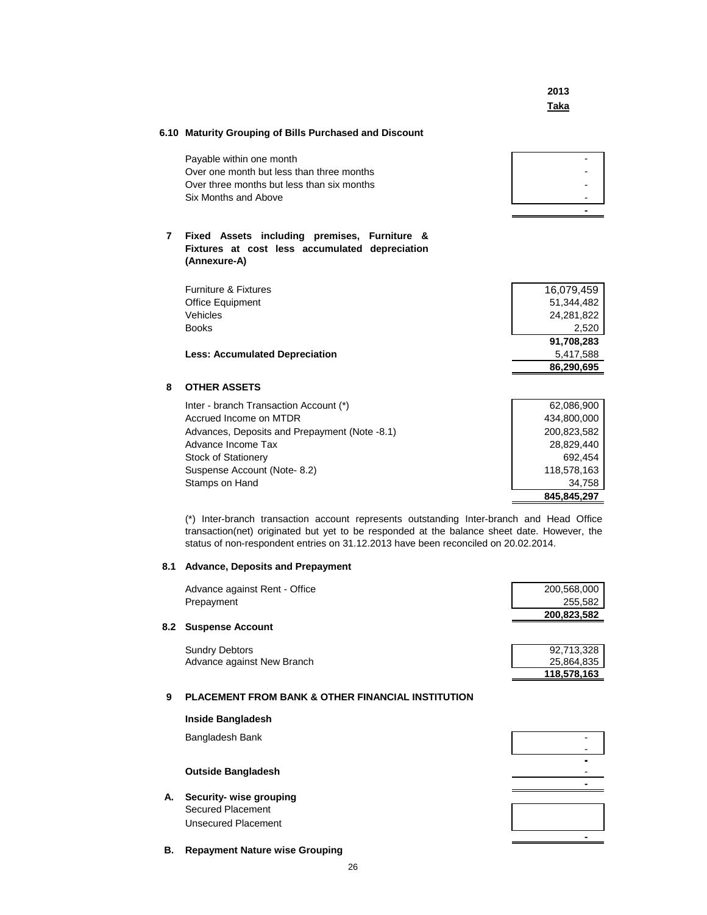| | 2013 |
|---|---|
| | Taka |

### 6.10 Maturity Grouping of Bills Purchased and Discount

| | 2013 Taka |
|---|---|
| Payable within one month | - |
| Over one month but less than three months | - |
| Over three months but less than six months | - |
| Six Months and Above | - |
| | **-** |

### 7 Fixed Assets including premises, Furniture & Fixtures at cost less accumulated depreciation (Annexure-A)

| | 2013 Taka |
|---|---|
| Furniture & Fixtures | 16,079,459 |
| Office Equipment | 51,344,482 |
| Vehicles | 24,281,822 |
| Books | 2,520 |
| | **91,708,283** |
| **Less: Accumulated Depreciation** | 5,417,588 |
| | **86,290,695** |

### 8 OTHER ASSETS

| | 2013 Taka |
|---|---|
| Inter - branch Transaction Account (*) | 62,086,900 |
| Accrued Income on MTDR | 434,800,000 |
| Advances, Deposits and Prepayment (Note -8.1) | 200,823,582 |
| Advance Income Tax | 28,829,440 |
| Stock of Stationery | 692,454 |
| Suspense Account (Note- 8.2) | 118,578,163 |
| Stamps on Hand | 34,758 |
| | **845,845,297** |

(*) Inter-branch transaction account represents outstanding Inter-branch and Head Office transaction(net) originated but yet to be responded at the balance sheet date. However, the status of non-respondent entries on 31.12.2013 have been reconciled on 20.02.2014.

### 8.1 Advance, Deposits and Prepayment

| | 2013 Taka |
|---|---|
| Advance against Rent - Office | 200,568,000 |
| Prepayment | 255,582 |
| | **200,823,582** |

### 8.2 Suspense Account

| | 2013 Taka |
|---|---|
| Sundry Debtors | 92,713,328 |
| Advance against New Branch | 25,864,835 |
| | **118,578,163** |

### 9 PLACEMENT FROM BANK & OTHER FINANCIAL INSTITUTION

**Inside Bangladesh**

| | 2013 Taka |
|---|---|
| Bangladesh Bank | - |
| | - |
| | **-** |
| **Outside Bangladesh** | - |
| | **-** |

**A. Security- wise grouping**

| | 2013 Taka |
|---|---|
| Secured Placement | |
| Unsecured Placement | |
| | **-** |

**B. Repayment Nature wise Grouping**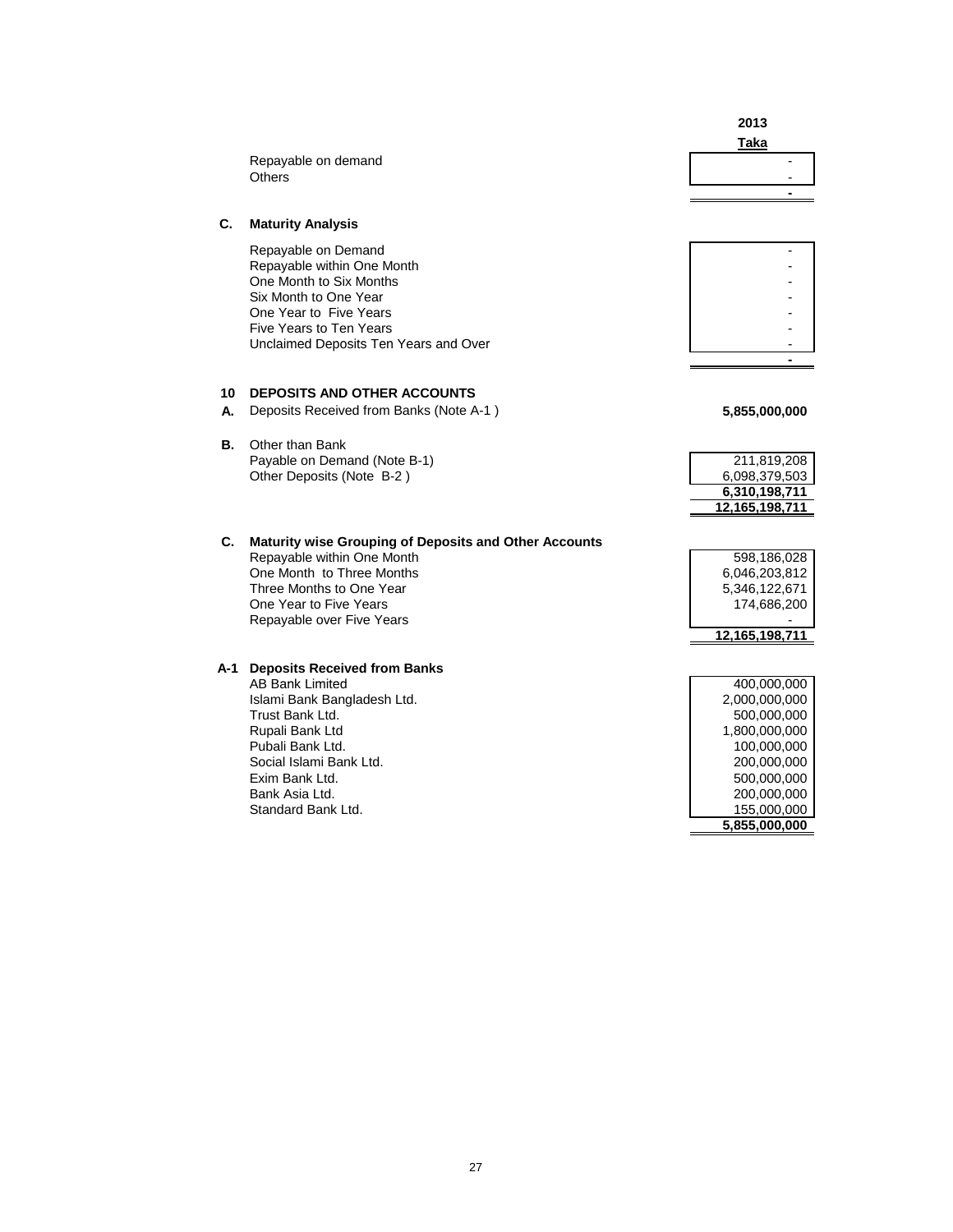| | 2013 |
|---|---|
| | **Taka** |
| Repayable on demand | - |
| Others | - |
| | **-** |

**C. Maturity Analysis**

| | |
|---|---|
| Repayable on Demand | - |
| Repayable within One Month | - |
| One Month to Six Months | - |
| Six Month to One Year | - |
| One Year to Five Years | - |
| Five Years to Ten Years | - |
| Unclaimed Deposits Ten Years and Over | - |
| | **-** |

## 10 DEPOSITS AND OTHER ACCOUNTS

| | | |
|---|---|---|
| **A.** | Deposits Received from Banks (Note A-1 ) | **5,855,000,000** |
| **B.** | Other than Bank | |
| | Payable on Demand (Note B-1) | 211,819,208 |
| | Other Deposits (Note B-2 ) | 6,098,379,503 |
| | | **6,310,198,711** |
| | | **12,165,198,711** |

**C. Maturity wise Grouping of Deposits and Other Accounts**

| | |
|---|---|
| Repayable within One Month | 598,186,028 |
| One Month to Three Months | 6,046,203,812 |
| Three Months to One Year | 5,346,122,671 |
| One Year to Five Years | 174,686,200 |
| Repayable over Five Years | - |
| | **12,165,198,711** |

**A-1 Deposits Received from Banks**

| | |
|---|---|
| AB Bank Limited | 400,000,000 |
| Islami Bank Bangladesh Ltd. | 2,000,000,000 |
| Trust Bank Ltd. | 500,000,000 |
| Rupali Bank Ltd | 1,800,000,000 |
| Pubali Bank Ltd. | 100,000,000 |
| Social Islami Bank Ltd. | 200,000,000 |
| Exim Bank Ltd. | 500,000,000 |
| Bank Asia Ltd. | 200,000,000 |
| Standard Bank Ltd. | 155,000,000 |
| | **5,855,000,000** |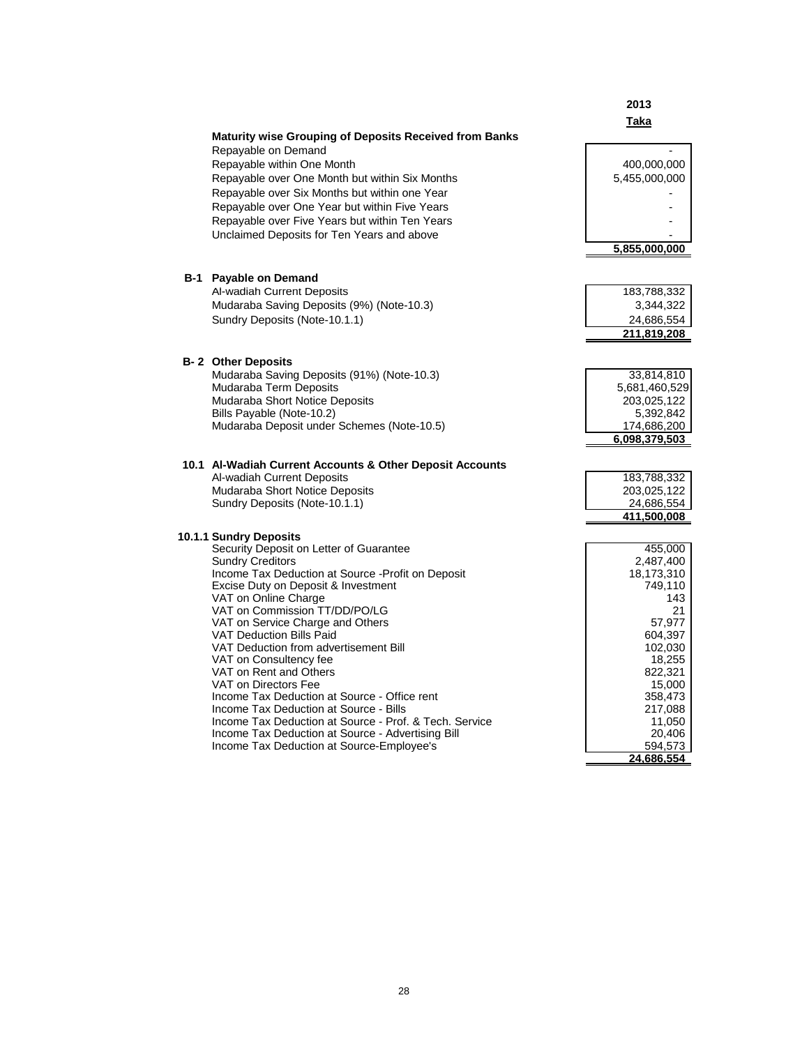| | 2013 |
|---|---|
| | Taka |
| **Maturity wise Grouping of Deposits Received from Banks** | |
| Repayable on Demand | - |
| Repayable within One Month | 400,000,000 |
| Repayable over One Month but within Six Months | 5,455,000,000 |
| Repayable over Six Months but within one Year | - |
| Repayable over One Year but within Five Years | - |
| Repayable over Five Years but within Ten Years | - |
| Unclaimed Deposits for Ten Years and above | - |
| | **5,855,000,000** |

**B-1 Payable on Demand**

| | |
|---|---|
| Al-wadiah Current Deposits | 183,788,332 |
| Mudaraba Saving Deposits (9%) (Note-10.3) | 3,344,322 |
| Sundry Deposits (Note-10.1.1) | 24,686,554 |
| | **211,819,208** |

**B- 2 Other Deposits**

| | |
|---|---|
| Mudaraba Saving Deposits (91%) (Note-10.3) | 33,814,810 |
| Mudaraba Term Deposits | 5,681,460,529 |
| Mudaraba Short Notice Deposits | 203,025,122 |
| Bills Payable (Note-10.2) | 5,392,842 |
| Mudaraba Deposit under Schemes (Note-10.5) | 174,686,200 |
| | **6,098,379,503** |

**10.1 Al-Wadiah Current Accounts & Other Deposit Accounts**

| | |
|---|---|
| Al-wadiah Current Deposits | 183,788,332 |
| Mudaraba Short Notice Deposits | 203,025,122 |
| Sundry Deposits (Note-10.1.1) | 24,686,554 |
| | **411,500,008** |

**10.1.1 Sundry Deposits**

| | |
|---|---|
| Security Deposit on Letter of Guarantee | 455,000 |
| Sundry Creditors | 2,487,400 |
| Income Tax Deduction at Source -Profit on Deposit | 18,173,310 |
| Excise Duty on Deposit & Investment | 749,110 |
| VAT on Online Charge | 143 |
| VAT on Commission TT/DD/PO/LG | 21 |
| VAT on Service Charge and Others | 57,977 |
| VAT Deduction Bills Paid | 604,397 |
| VAT Deduction from advertisement Bill | 102,030 |
| VAT on Consultency fee | 18,255 |
| VAT on Rent and Others | 822,321 |
| VAT on Directors Fee | 15,000 |
| Income Tax Deduction at Source - Office rent | 358,473 |
| Income Tax Deduction at Source - Bills | 217,088 |
| Income Tax Deduction at Source - Prof. & Tech. Service | 11,050 |
| Income Tax Deduction at Source - Advertising Bill | 20,406 |
| Income Tax Deduction at Source-Employee's | 594,573 |
| | **24,686,554** |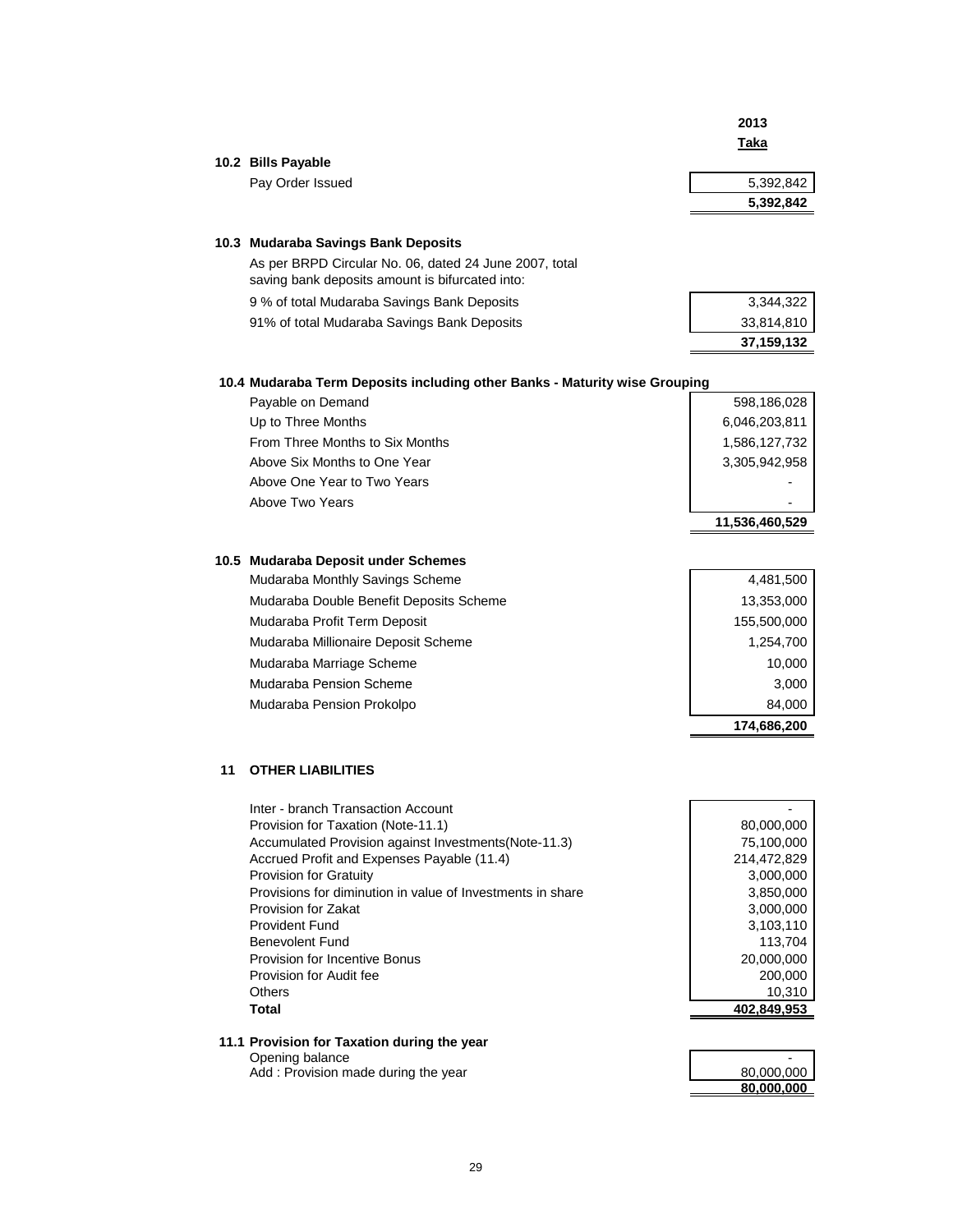| | 2013 |
|---|---|
| | Taka |

### 10.2 Bills Payable

| | |
|---|---|
| Pay Order Issued | 5,392,842 |
| | **5,392,842** |

### 10.3 Mudaraba Savings Bank Deposits

As per BRPD Circular No. 06, dated 24 June 2007, total saving bank deposits amount is bifurcated into:

| | |
|---|---|
| 9 % of total Mudaraba Savings Bank Deposits | 3,344,322 |
| 91% of total Mudaraba Savings Bank Deposits | 33,814,810 |
| | **37,159,132** |

### 10.4 Mudaraba Term Deposits including other Banks - Maturity wise Grouping

| | |
|---|---|
| Payable on Demand | 598,186,028 |
| Up to Three Months | 6,046,203,811 |
| From Three Months to Six Months | 1,586,127,732 |
| Above Six Months to One Year | 3,305,942,958 |
| Above One Year to Two Years | - |
| Above Two Years | - |
| | **11,536,460,529** |

### 10.5 Mudaraba Deposit under Schemes

| | |
|---|---|
| Mudaraba Monthly Savings Scheme | 4,481,500 |
| Mudaraba Double Benefit Deposits Scheme | 13,353,000 |
| Mudaraba Profit Term Deposit | 155,500,000 |
| Mudaraba Millionaire Deposit Scheme | 1,254,700 |
| Mudaraba Marriage Scheme | 10,000 |
| Mudaraba Pension Scheme | 3,000 |
| Mudaraba Pension Prokolpo | 84,000 |
| | **174,686,200** |

## 11 OTHER LIABILITIES

| | |
|---|---|
| Inter - branch Transaction Account | - |
| Provision for Taxation (Note-11.1) | 80,000,000 |
| Accumulated Provision against Investments(Note-11.3) | 75,100,000 |
| Accrued Profit and Expenses Payable (11.4) | 214,472,829 |
| Provision for Gratuity | 3,000,000 |
| Provisions for diminution in value of Investments in share | 3,850,000 |
| Provision for Zakat | 3,000,000 |
| Provident Fund | 3,103,110 |
| Benevolent Fund | 113,704 |
| Provision for Incentive Bonus | 20,000,000 |
| Provision for Audit fee | 200,000 |
| Others | 10,310 |
| **Total** | **402,849,953** |

### 11.1 Provision for Taxation during the year

| | |
|---|---|
| Opening balance | - |
| Add : Provision made during the year | 80,000,000 |
| | **80,000,000** |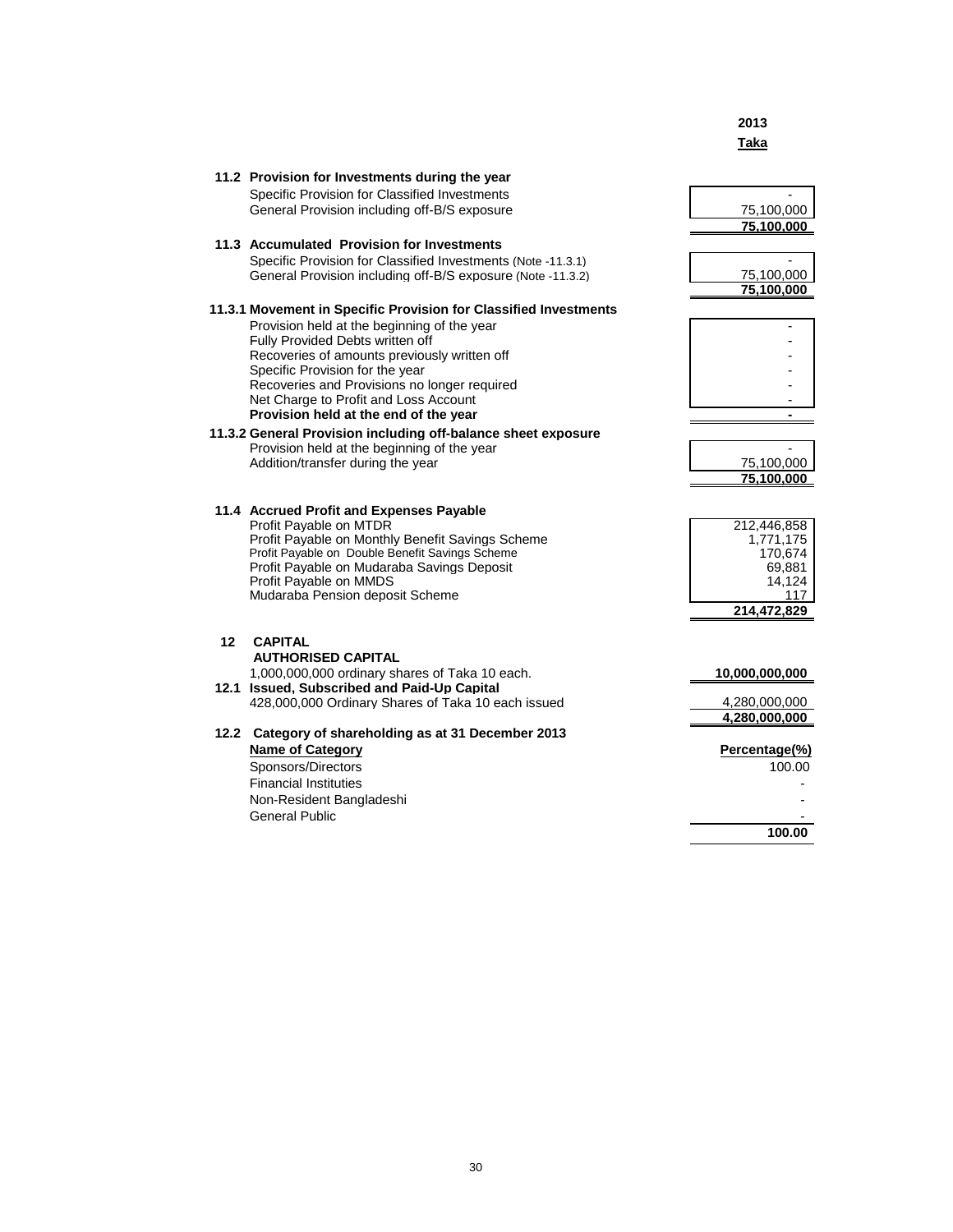| | 2013 |
|---|---|
| | **Taka** |

**11.2 Provision for Investments during the year**

| | |
|---|---|
| Specific Provision for Classified Investments | - |
| General Provision including off-B/S exposure | 75,100,000 |
| | **75,100,000** |

**11.3 Accumulated Provision for Investments**

| | |
|---|---|
| Specific Provision for Classified Investments (Note -11.3.1) | - |
| General Provision including off-B/S exposure (Note -11.3.2) | 75,100,000 |
| | **75,100,000** |

**11.3.1 Movement in Specific Provision for Classified Investments**

| | |
|---|---|
| Provision held at the beginning of the year | - |
| Fully Provided Debts written off | - |
| Recoveries of amounts previously written off | - |
| Specific Provision for the year | - |
| Recoveries and Provisions no longer required | - |
| Net Charge to Profit and Loss Account | - |
| **Provision held at the end of the year** | **-** |

**11.3.2 General Provision including off-balance sheet exposure**

| | |
|---|---|
| Provision held at the beginning of the year | - |
| Addition/transfer during the year | 75,100,000 |
| | **75,100,000** |

**11.4 Accrued Profit and Expenses Payable**

| | |
|---|---|
| Profit Payable on MTDR | 212,446,858 |
| Profit Payable on Monthly Benefit Savings Scheme | 1,771,175 |
| Profit Payable on Double Benefit Savings Scheme | 170,674 |
| Profit Payable on Mudaraba Savings Deposit | 69,881 |
| Profit Payable on MMDS | 14,124 |
| Mudaraba Pension deposit Scheme | 117 |
| | **214,472,829** |

**12 CAPITAL**

**AUTHORISED CAPITAL**

| | |
|---|---|
| 1,000,000,000 ordinary shares of Taka 10 each. | **10,000,000,000** |

**12.1 Issued, Subscribed and Paid-Up Capital**

| | |
|---|---|
| 428,000,000 Ordinary Shares of Taka 10 each issued | 4,280,000,000 |
| | **4,280,000,000** |

**12.2 Category of shareholding as at 31 December 2013**

| **Name of Category** | **Percentage(%)** |
|---|---|
| Sponsors/Directors | 100.00 |
| Financial Institutes | - |
| Non-Resident Bangladeshi | - |
| General Public | - |
| | **100.00** |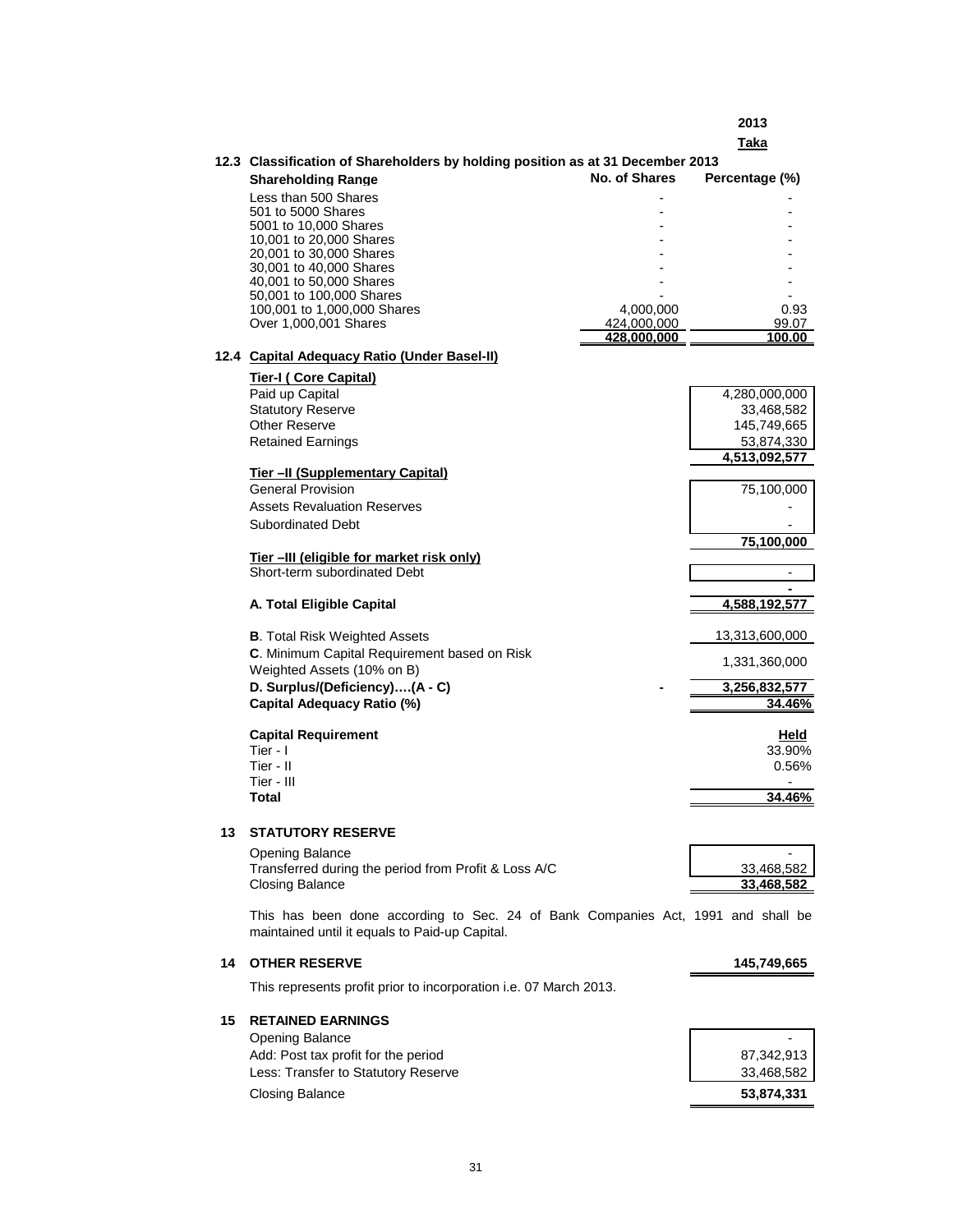**2013**
**Taka**

### 12.3 Classification of Shareholders by holding position as at 31 December 2013

| Shareholding Range | No. of Shares | Percentage (%) |
|---|---|---|
| Less than 500 Shares | - | - |
| 501 to 5000 Shares | - | - |
| 5001 to 10,000 Shares | - | - |
| 10,001 to 20,000 Shares | - | - |
| 20,001 to 30,000 Shares | - | - |
| 30,001 to 40,000 Shares | - | - |
| 40,001 to 50,000 Shares | - | - |
| 50,001 to 100,000 Shares | - | - |
| 100,001 to 1,000,000 Shares | 4,000,000 | 0.93 |
| Over 1,000,001 Shares | 424,000,000 | 99.07 |
| | **428,000,000** | **100.00** |

### 12.4 Capital Adequacy Ratio (Under Basel-II)

| | | |
|---|---|---|
| **Tier-I ( Core Capital)** | | |
| Paid up Capital | | 4,280,000,000 |
| Statutory Reserve | | 33,468,582 |
| Other Reserve | | 145,749,665 |
| Retained Earnings | | 53,874,330 |
| | | **4,513,092,577** |
| **Tier –II (Supplementary Capital)** | | |
| General Provision | | 75,100,000 |
| Assets Revaluation Reserves | | - |
| Subordinated Debt | | - |
| | | **75,100,000** |
| **Tier –III (eligible for market risk only)** | | |
| Short-term subordinated Debt | | - |
| | | **-** |
| **A. Total Eligible Capital** | | **4,588,192,577** |
| **B**. Total Risk Weighted Assets | | 13,313,600,000 |
| **C**. Minimum Capital Requirement based on Risk Weighted Assets (10% on B) | | 1,331,360,000 |
| **D. Surplus/(Deficiency)….(A - C)** | **-** | **3,256,832,577** |
| **Capital Adequacy Ratio (%)** | | **34.46%** |

| Capital Requirement | Held |
|---|---|
| Tier - I | 33.90% |
| Tier - II | 0.56% |
| Tier - III | - |
| **Total** | **34.46%** |

## 13 STATUTORY RESERVE

| | |
|---|---|
| Opening Balance | - |
| Transferred during the period from Profit & Loss A/C | 33,468,582 |
| Closing Balance | **33,468,582** |

This has been done according to Sec. 24 of Bank Companies Act, 1991 and shall be maintained until it equals to Paid-up Capital.

## 14 OTHER RESERVE — **145,749,665**

This represents profit prior to incorporation i.e. 07 March 2013.

## 15 RETAINED EARNINGS

| | |
|---|---|
| Opening Balance | - |
| Add: Post tax profit for the period | 87,342,913 |
| Less: Transfer to Statutory Reserve | 33,468,582 |
| Closing Balance | **53,874,331** |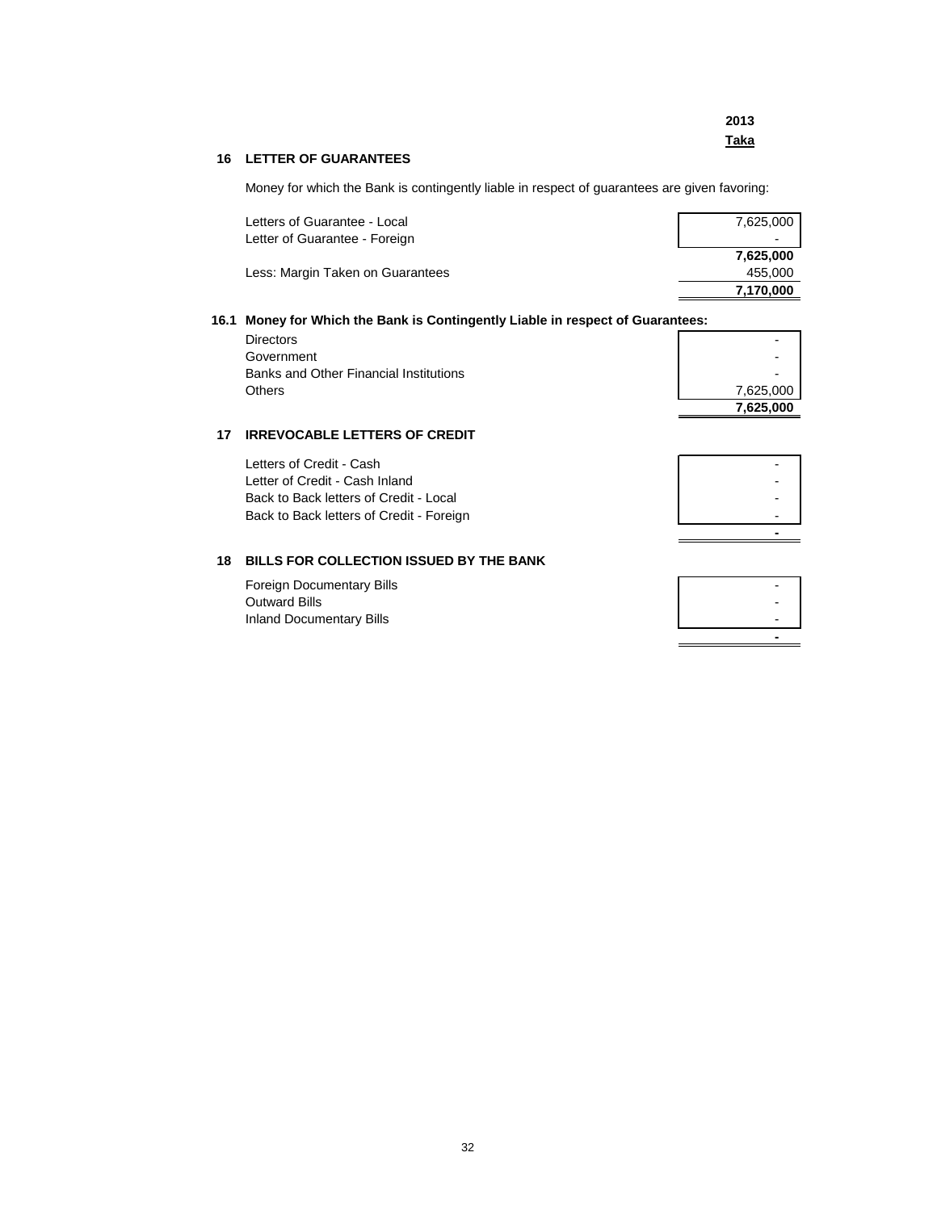| | 2013 |
|---|---|
| | **Taka** |

## 16 LETTER OF GUARANTEES

Money for which the Bank is contingently liable in respect of guarantees are given favoring:

| | 2013 Taka |
|---|---|
| Letters of Guarantee - Local | 7,625,000 |
| Letter of Guarantee - Foreign | - |
| | **7,625,000** |
| Less: Margin Taken on Guarantees | 455,000 |
| | **7,170,000** |

### 16.1 Money for Which the Bank is Contingently Liable in respect of Guarantees:

| | 2013 Taka |
|---|---|
| Directors | - |
| Government | - |
| Banks and Other Financial Institutions | - |
| Others | 7,625,000 |
| | **7,625,000** |

## 17 IRREVOCABLE LETTERS OF CREDIT

| | 2013 Taka |
|---|---|
| Letters of Credit - Cash | - |
| Letter of Credit - Cash Inland | - |
| Back to Back letters of Credit - Local | - |
| Back to Back letters of Credit - Foreign | - |
| | **-** |

## 18 BILLS FOR COLLECTION ISSUED BY THE BANK

| | 2013 Taka |
|---|---|
| Foreign Documentary Bills | - |
| Outward Bills | - |
| Inland Documentary Bills | - |
| | **-** |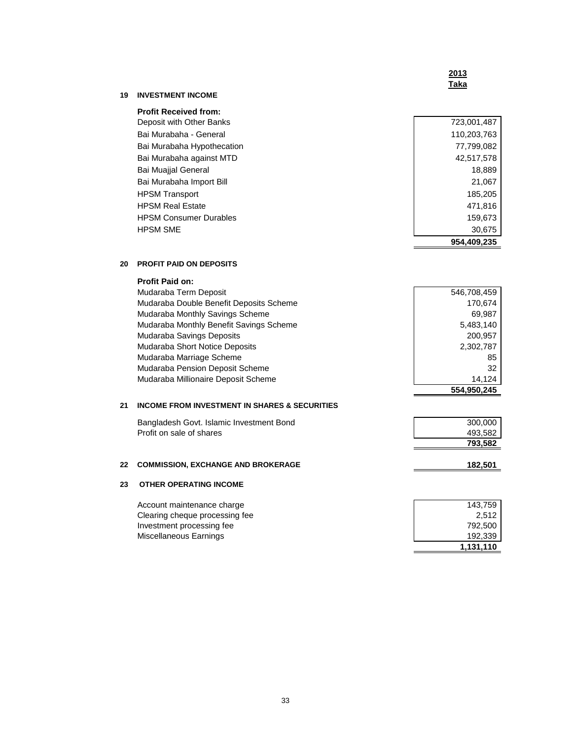| | 2013 Taka |
|---|---|

## 19 INVESTMENT INCOME

| Profit Received from: | |
|---|---|
| Deposit with Other Banks | 723,001,487 |
| Bai Murabaha - General | 110,203,763 |
| Bai Murabaha Hypothecation | 77,799,082 |
| Bai Murabaha against MTD | 42,517,578 |
| Bai Muajjal General | 18,889 |
| Bai Murabaha Import Bill | 21,067 |
| HPSM Transport | 185,205 |
| HPSM Real Estate | 471,816 |
| HPSM Consumer Durables | 159,673 |
| HPSM SME | 30,675 |
| | **954,409,235** |

## 20 PROFIT PAID ON DEPOSITS

| Profit Paid on: | |
|---|---|
| Mudaraba Term Deposit | 546,708,459 |
| Mudaraba Double Benefit Deposits Scheme | 170,674 |
| Mudaraba Monthly Savings Scheme | 69,987 |
| Mudaraba Monthly Benefit Savings Scheme | 5,483,140 |
| Mudaraba Savings Deposits | 200,957 |
| Mudaraba Short Notice Deposits | 2,302,787 |
| Mudaraba Marriage Scheme | 85 |
| Mudaraba Pension Deposit Scheme | 32 |
| Mudaraba Millionaire Deposit Scheme | 14,124 |
| | **554,950,245** |

## 21 INCOME FROM INVESTMENT IN SHARES & SECURITIES

| | |
|---|---|
| Bangladesh Govt. Islamic Investment Bond | 300,000 |
| Profit on sale of shares | 493,582 |
| | **793,582** |

## 22 COMMISSION, EXCHANGE AND BROKERAGE

**182,501**

## 23 OTHER OPERATING INCOME

| | |
|---|---|
| Account maintenance charge | 143,759 |
| Clearing cheque processing fee | 2,512 |
| Investment processing fee | 792,500 |
| Miscellaneous Earnings | 192,339 |
| | **1,131,110** |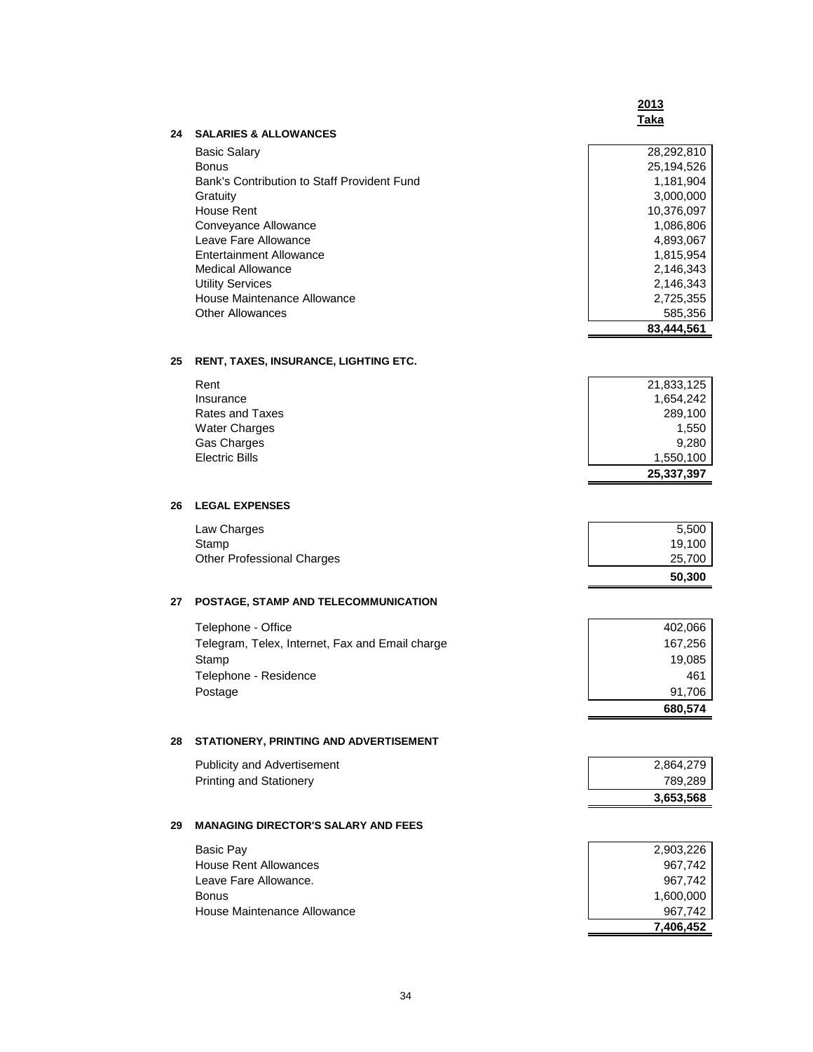| | 2013 Taka |
|---|---|
| **24 SALARIES & ALLOWANCES** | |
| Basic Salary | 28,292,810 |
| Bonus | 25,194,526 |
| Bank's Contribution to Staff Provident Fund | 1,181,904 |
| Gratuity | 3,000,000 |
| House Rent | 10,376,097 |
| Conveyance Allowance | 1,086,806 |
| Leave Fare Allowance | 4,893,067 |
| Entertainment Allowance | 1,815,954 |
| Medical Allowance | 2,146,343 |
| Utility Services | 2,146,343 |
| House Maintenance Allowance | 2,725,355 |
| Other Allowances | 585,356 |
| | **83,444,561** |

**25 RENT, TAXES, INSURANCE, LIGHTING ETC.**

| | 2013 Taka |
|---|---|
| Rent | 21,833,125 |
| Insurance | 1,654,242 |
| Rates and Taxes | 289,100 |
| Water Charges | 1,550 |
| Gas Charges | 9,280 |
| Electric Bills | 1,550,100 |
| | **25,337,397** |

**26 LEGAL EXPENSES**

| | 2013 Taka |
|---|---|
| Law Charges | 5,500 |
| Stamp | 19,100 |
| Other Professional Charges | 25,700 |
| | **50,300** |

**27 POSTAGE, STAMP AND TELECOMMUNICATION**

| | 2013 Taka |
|---|---|
| Telephone - Office | 402,066 |
| Telegram, Telex, Internet, Fax and Email charge | 167,256 |
| Stamp | 19,085 |
| Telephone - Residence | 461 |
| Postage | 91,706 |
| | **680,574** |

**28 STATIONERY, PRINTING AND ADVERTISEMENT**

| | 2013 Taka |
|---|---|
| Publicity and Advertisement | 2,864,279 |
| Printing and Stationery | 789,289 |
| | **3,653,568** |

**29 MANAGING DIRECTOR'S SALARY AND FEES**

| | 2013 Taka |
|---|---|
| Basic Pay | 2,903,226 |
| House Rent Allowances | 967,742 |
| Leave Fare Allowance. | 967,742 |
| Bonus | 1,600,000 |
| House Maintenance Allowance | 967,742 |
| | **7,406,452** |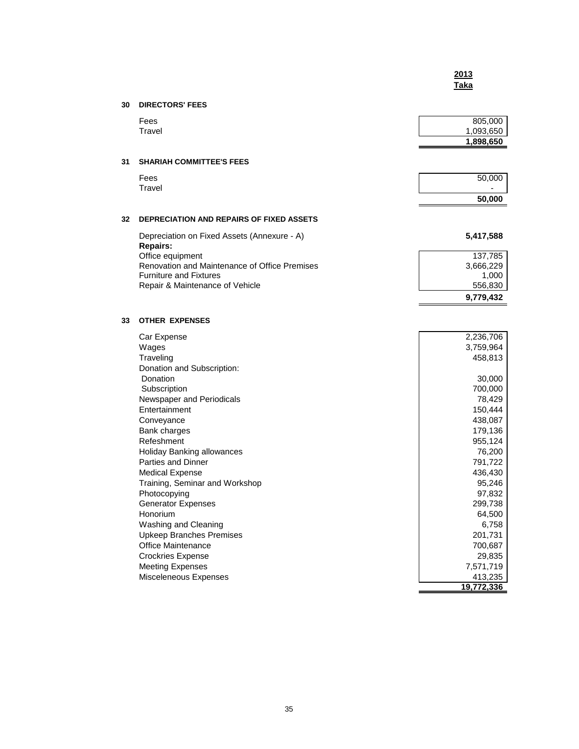| | 2013 Taka |
|---|---|
| **30 DIRECTORS' FEES** | |
| Fees | 805,000 |
| Travel | 1,093,650 |
| | **1,898,650** |
| **31 SHARIAH COMMITTEE'S FEES** | |
| Fees | 50,000 |
| Travel | - |
| | **50,000** |
| **32 DEPRECIATION AND REPAIRS OF FIXED ASSETS** | |
| Depreciation on Fixed Assets (Annexure - A) | **5,417,588** |
| **Repairs:** | |
| Office equipment | 137,785 |
| Renovation and Maintenance of Office Premises | 3,666,229 |
| Furniture and Fixtures | 1,000 |
| Repair & Maintenance of Vehicle | 556,830 |
| | **9,779,432** |
| **33 OTHER EXPENSES** | |
| Car Expense | 2,236,706 |
| Wages | 3,759,964 |
| Traveling | 458,813 |
| Donation and Subscription: | |
| Donation | 30,000 |
| Subscription | 700,000 |
| Newspaper and Periodicals | 78,429 |
| Entertainment | 150,444 |
| Conveyance | 438,087 |
| Bank charges | 179,136 |
| Refeshment | 955,124 |
| Holiday Banking allowances | 76,200 |
| Parties and Dinner | 791,722 |
| Medical Expense | 436,430 |
| Training, Seminar and Workshop | 95,246 |
| Photocopying | 97,832 |
| Generator Expenses | 299,738 |
| Honorium | 64,500 |
| Washing and Cleaning | 6,758 |
| Upkeep Branches Premises | 201,731 |
| Office Maintenance | 700,687 |
| Crockries Expense | 29,835 |
| Meeting Expenses | 7,571,719 |
| Misceleneous Expenses | 413,235 |
| | **19,772,336** |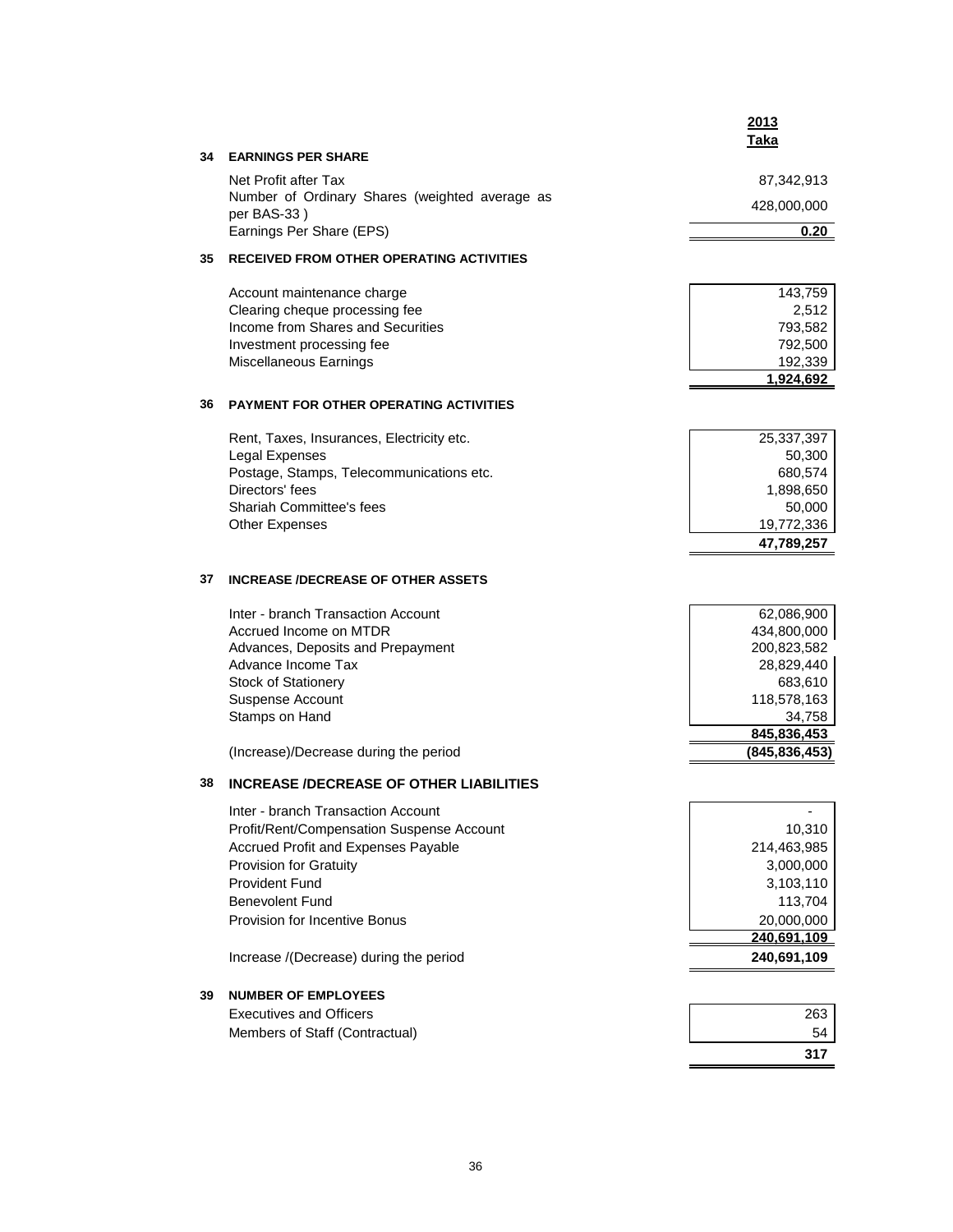| | 2013 Taka |
|---|---|

### 34 EARNINGS PER SHARE

| | 2013 Taka |
|---|---|
| Net Profit after Tax | 87,342,913 |
| Number of Ordinary Shares (weighted average as per BAS-33 ) | 428,000,000 |
| Earnings Per Share (EPS) | **0.20** |

### 35 RECEIVED FROM OTHER OPERATING ACTIVITIES

| | 2013 Taka |
|---|---|
| Account maintenance charge | 143,759 |
| Clearing cheque processing fee | 2,512 |
| Income from Shares and Securities | 793,582 |
| Investment processing fee | 792,500 |
| Miscellaneous Earnings | 192,339 |
| | **1,924,692** |

### 36 PAYMENT FOR OTHER OPERATING ACTIVITIES

| | 2013 Taka |
|---|---|
| Rent, Taxes, Insurances, Electricity etc. | 25,337,397 |
| Legal Expenses | 50,300 |
| Postage, Stamps, Telecommunications etc. | 680,574 |
| Directors' fees | 1,898,650 |
| Shariah Committee's fees | 50,000 |
| Other Expenses | 19,772,336 |
| | **47,789,257** |

### 37 INCREASE /DECREASE OF OTHER ASSETS

| | 2013 Taka |
|---|---|
| Inter - branch Transaction Account | 62,086,900 |
| Accrued Income on MTDR | 434,800,000 |
| Advances, Deposits and Prepayment | 200,823,582 |
| Advance Income Tax | 28,829,440 |
| Stock of Stationery | 683,610 |
| Suspense Account | 118,578,163 |
| Stamps on Hand | 34,758 |
| | **845,836,453** |
| (Increase)/Decrease during the period | **(845,836,453)** |

### 38 INCREASE /DECREASE OF OTHER LIABILITIES

| | 2013 Taka |
|---|---|
| Inter - branch Transaction Account | - |
| Profit/Rent/Compensation Suspense Account | 10,310 |
| Accrued Profit and Expenses Payable | 214,463,985 |
| Provision for Gratuity | 3,000,000 |
| Provident Fund | 3,103,110 |
| Benevolent Fund | 113,704 |
| Provision for Incentive Bonus | 20,000,000 |
| | **240,691,109** |
| Increase /(Decrease) during the period | **240,691,109** |

### 39 NUMBER OF EMPLOYEES

| | 2013 Taka |
|---|---|
| Executives and Officers | 263 |
| Members of Staff (Contractual) | 54 |
| | **317** |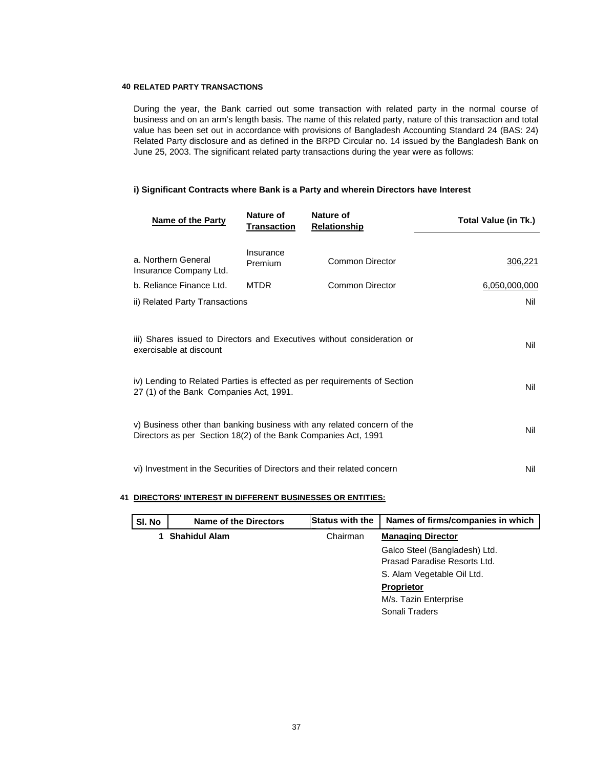## 40 RELATED PARTY TRANSACTIONS

During the year, the Bank carried out some transaction with related party in the normal course of business and on an arm's length basis. The name of this related party, nature of this transaction and total value has been set out in accordance with provisions of Bangladesh Accounting Standard 24 (BAS: 24) Related Party disclosure and as defined in the BRPD Circular no. 14 issued by the Bangladesh Bank on June 25, 2003. The significant related party transactions during the year were as follows:

### i) Significant Contracts where Bank is a Party and wherein Directors have Interest

| Name of the Party | Nature of Transaction | Nature of Relationship | Total Value (in Tk.) |
|---|---|---|---|
| a. Northern General Insurance Company Ltd. | Insurance Premium | Common Director | 306,221 |
| b. Reliance Finance Ltd. | MTDR | Common Director | 6,050,000,000 |

| | |
|---|---|
| ii) Related Party Transactions | Nil |
| iii) Shares issued to Directors and Executives without consideration or exercisable at discount | Nil |
| iv) Lending to Related Parties is effected as per requirements of Section 27 (1) of the Bank Companies Act, 1991. | Nil |
| v) Business other than banking business with any related concern of the Directors as per Section 18(2) of the Bank Companies Act, 1991 | Nil |
| vi) Investment in the Securities of Directors and their related concern | Nil |

## 41 DIRECTORS' INTEREST IN DIFFERENT BUSINESSES OR ENTITIES:

| Sl. No | Name of the Directors | Status with the | Names of firms/companies in which |
|---|---|---|---|
| 1 | Shahidul Alam | Chairman | **Managing Director** |
| | | | Galco Steel (Bangladesh) Ltd. |
| | | | Prasad Paradise Resorts Ltd. |
| | | | S. Alam Vegetable Oil Ltd. |
| | | | **Proprietor** |
| | | | M/s. Tazin Enterprise |
| | | | Sonali Traders |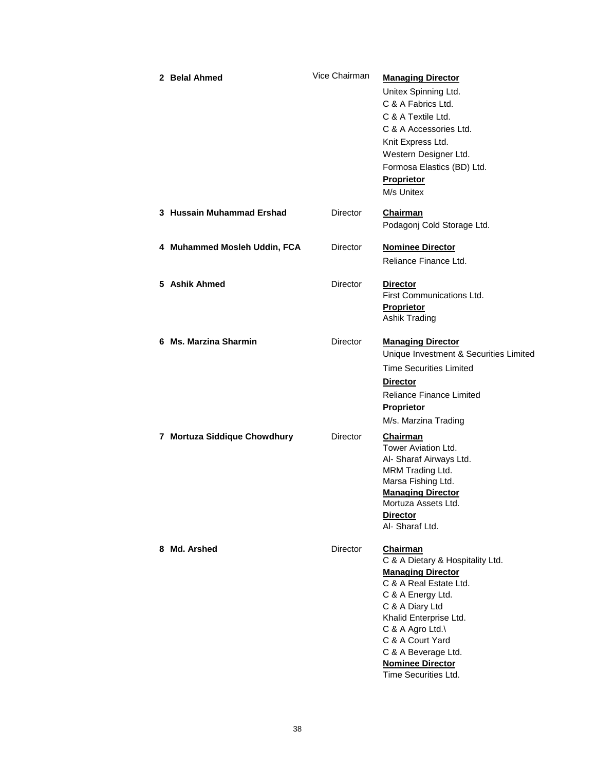| | Name | Designation | Other Involvements |
|---|---|---|---|
| 2 | **Belal Ahmed** | Vice Chairman | **Managing Director**<br>Unitex Spinning Ltd.<br>C & A Fabrics Ltd.<br>C & A Textile Ltd.<br>C & A Accessories Ltd.<br>Knit Express Ltd.<br>Western Designer Ltd.<br>Formosa Elastics (BD) Ltd.<br>**Proprietor**<br>M/s Unitex |
| 3 | **Hussain Muhammad Ershad** | Director | **Chairman**<br>Podagonj Cold Storage Ltd. |
| 4 | **Muhammed Mosleh Uddin, FCA** | Director | **Nominee Director**<br>Reliance Finance Ltd. |
| 5 | **Ashik Ahmed** | Director | **Director**<br>First Communications Ltd.<br>**Proprietor**<br>Ashik Trading |
| 6 | **Ms. Marzina Sharmin** | Director | **Managing Director**<br>Unique Investment & Securities Limited<br>Time Securities Limited<br>**Director**<br>Reliance Finance Limited<br>**Proprietor**<br>M/s. Marzina Trading |
| 7 | **Mortuza Siddique Chowdhury** | Director | **Chairman**<br>Tower Aviation Ltd.<br>Al- Sharaf Airways Ltd.<br>MRM Trading Ltd.<br>Marsa Fishing Ltd.<br>**Managing Director**<br>Mortuza Assets Ltd.<br>**Director**<br>Al- Sharaf Ltd. |
| 8 | **Md. Arshed** | Director | **Chairman**<br>C & A Dietary & Hospitality Ltd.<br>**Managing Director**<br>C & A Real Estate Ltd.<br>C & A Energy Ltd.<br>C & A Diary Ltd<br>Khalid Enterprise Ltd.<br>C & A Agro Ltd.\<br>C & A Court Yard<br>C & A Beverage Ltd.<br>**Nominee Director**<br>Time Securities Ltd. |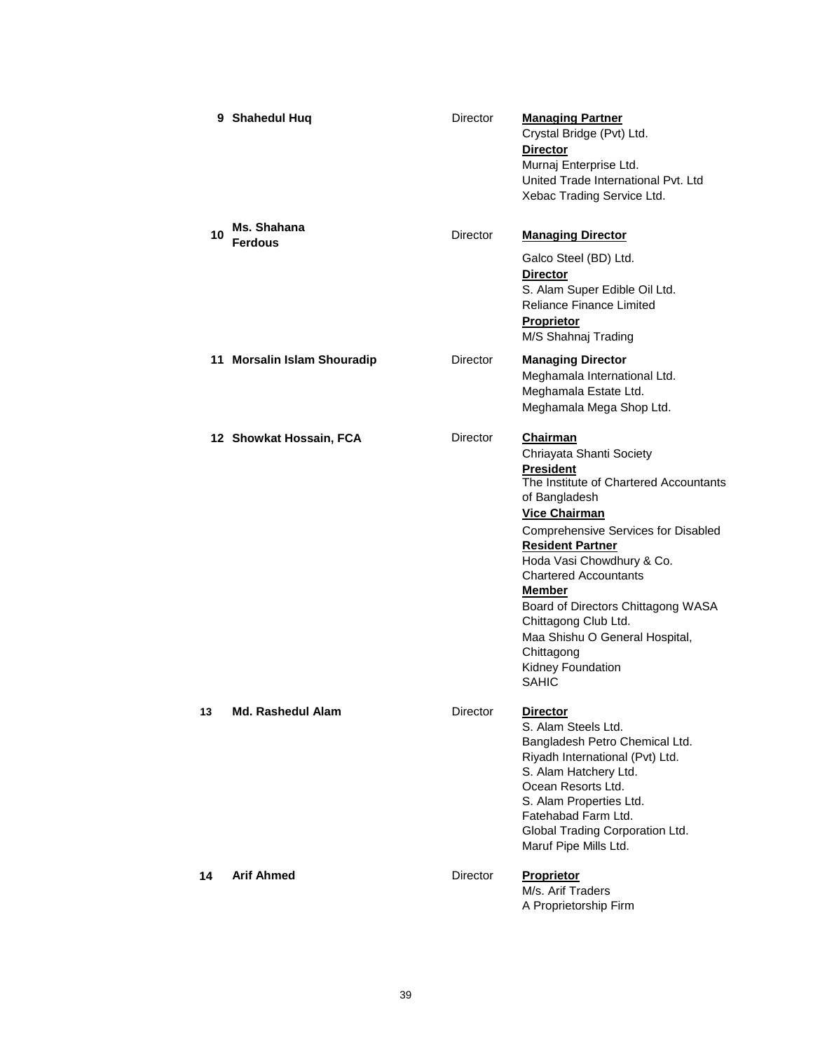| | | | |
|---|---|---|---|
| 9 | **Shahedul Huq** | Director | **Managing Partner**<br>Crystal Bridge (Pvt) Ltd.<br>**Director**<br>Murnaj Enterprise Ltd.<br>United Trade International Pvt. Ltd<br>Xebac Trading Service Ltd. |
| 10 | **Ms. Shahana Ferdous** | Director | **Managing Director**<br>Galco Steel (BD) Ltd.<br>**Director**<br>S. Alam Super Edible Oil Ltd.<br>Reliance Finance Limited<br>**Proprietor**<br>M/S Shahnaj Trading |
| 11 | **Morsalin Islam Shouradip** | Director | **Managing Director**<br>Meghamala International Ltd.<br>Meghamala Estate Ltd.<br>Meghamala Mega Shop Ltd. |
| 12 | **Showkat Hossain, FCA** | Director | **Chairman**<br>Chriayata Shanti Society<br>**President**<br>The Institute of Chartered Accountants of Bangladesh<br>**Vice Chairman**<br>Comprehensive Services for Disabled<br>**Resident Partner**<br>Hoda Vasi Chowdhury & Co.<br>Chartered Accountants<br>**Member**<br>Board of Directors Chittagong WASA<br>Chittagong Club Ltd.<br>Maa Shishu O General Hospital, Chittagong<br>Kidney Foundation<br>SAHIC |
| 13 | **Md. Rashedul Alam** | Director | **Director**<br>S. Alam Steels Ltd.<br>Bangladesh Petro Chemical Ltd.<br>Riyadh International (Pvt) Ltd.<br>S. Alam Hatchery Ltd.<br>Ocean Resorts Ltd.<br>S. Alam Properties Ltd.<br>Fatehabad Farm Ltd.<br>Global Trading Corporation Ltd.<br>Maruf Pipe Mills Ltd. |
| 14 | **Arif Ahmed** | Director | **Proprietor**<br>M/s. Arif Traders<br>A Proprietorship Firm |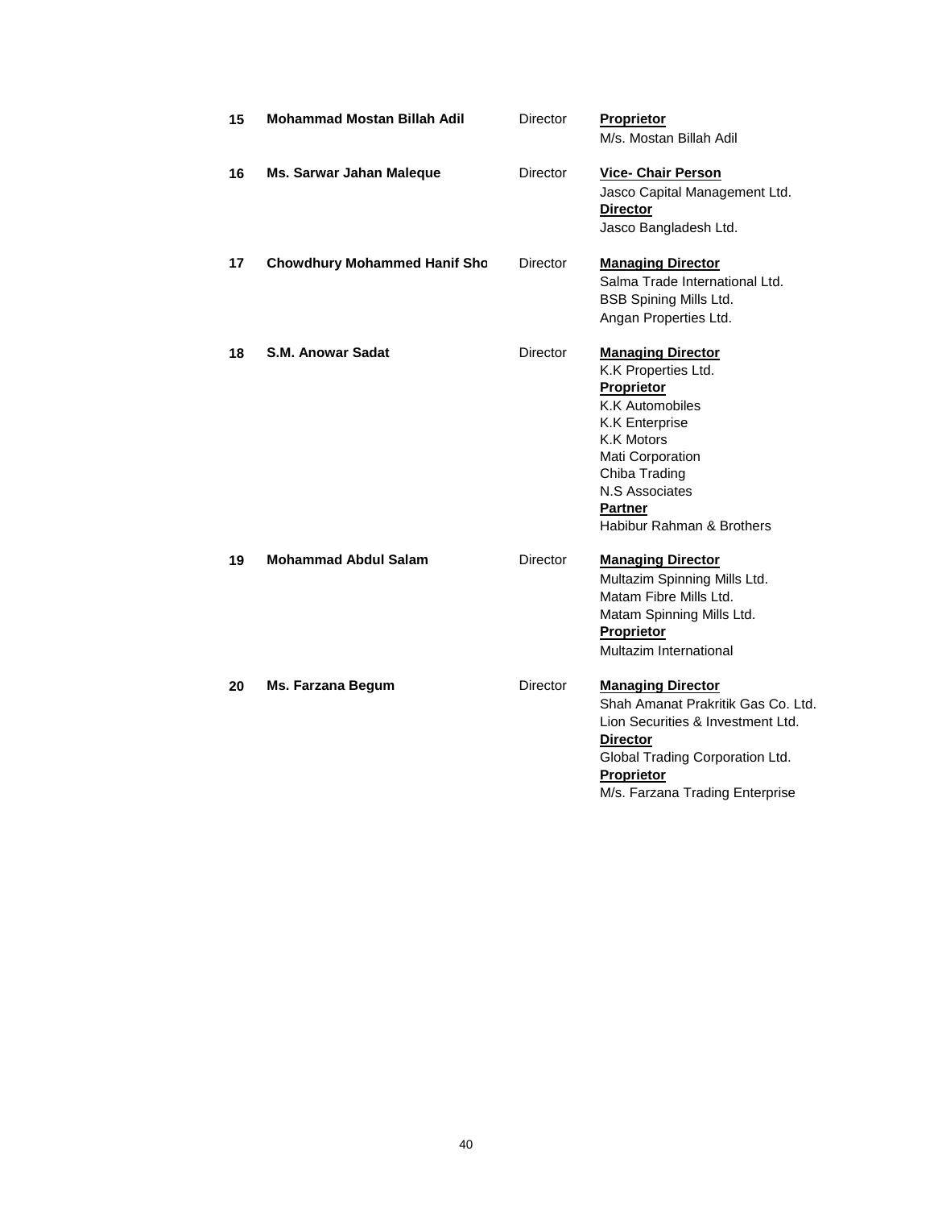| | | | |
|---|---|---|---|
| **15** | **Mohammad Mostan Billah Adil** | Director | **Proprietor**<br>M/s. Mostan Billah Adil |
| **16** | **Ms. Sarwar Jahan Maleque** | Director | **Vice- Chair Person**<br>Jasco Capital Management Ltd.<br>**Director**<br>Jasco Bangladesh Ltd. |
| **17** | **Chowdhury Mohammed Hanif Sho** | Director | **Managing Director**<br>Salma Trade International Ltd.<br>BSB Spining Mills Ltd.<br>Angan Properties Ltd. |
| **18** | **S.M. Anowar Sadat** | Director | **Managing Director**<br>K.K Properties Ltd.<br>**Proprietor**<br>K.K Automobiles<br>K.K Enterprise<br>K.K Motors<br>Mati Corporation<br>Chiba Trading<br>N.S Associates<br>**Partner**<br>Habibur Rahman & Brothers |
| **19** | **Mohammad Abdul Salam** | Director | **Managing Director**<br>Multazim Spinning Mills Ltd.<br>Matam Fibre Mills Ltd.<br>Matam Spinning Mills Ltd.<br>**Proprietor**<br>Multazim International |
| **20** | **Ms. Farzana Begum** | Director | **Managing Director**<br>Shah Amanat Prakritik Gas Co. Ltd.<br>Lion Securities & Investment Ltd.<br>**Director**<br>Global Trading Corporation Ltd.<br>**Proprietor**<br>M/s. Farzana Trading Enterprise |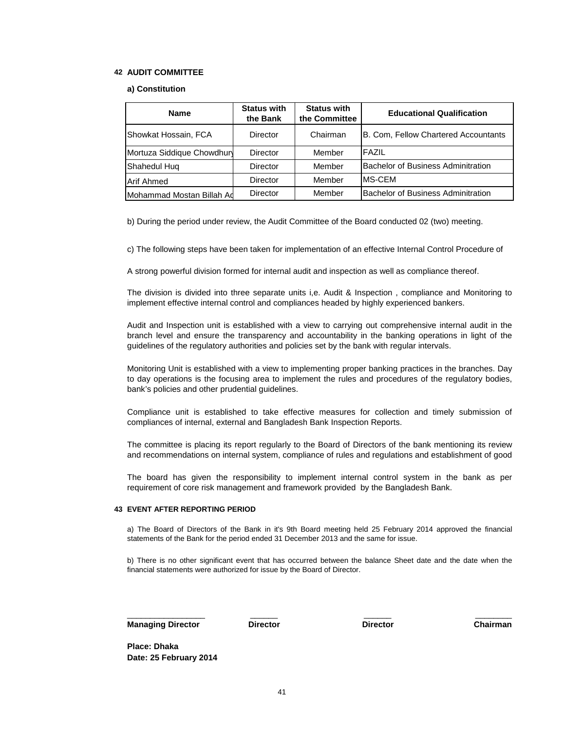## 42 AUDIT COMMITTEE

### a) Constitution

| Name | Status with the Bank | Status with the Committee | Educational Qualification |
|---|---|---|---|
| Showkat Hossain, FCA | Director | Chairman | B. Com, Fellow Chartered Accountants |
| Mortuza Siddique Chowdhury | Director | Member | FAZIL |
| Shahedul Huq | Director | Member | Bachelor of Business Adminitration |
| Arif Ahmed | Director | Member | MS-CEM |
| Mohammad Mostan Billah Ad | Director | Member | Bachelor of Business Adminitration |

b) During the period under review, the Audit Committee of the Board conducted 02 (two) meeting.

c) The following steps have been taken for implementation of an effective Internal Control Procedure of

A strong powerful division formed for internal audit and inspection as well as compliance thereof.

The division is divided into three separate units i,e. Audit & Inspection , compliance and Monitoring to implement effective internal control and compliances headed by highly experienced bankers.

Audit and Inspection unit is established with a view to carrying out comprehensive internal audit in the branch level and ensure the transparency and accountability in the banking operations in light of the guidelines of the regulatory authorities and policies set by the bank with regular intervals.

Monitoring Unit is established with a view to implementing proper banking practices in the branches. Day to day operations is the focusing area to implement the rules and procedures of the regulatory bodies, bank's policies and other prudential guidelines.

Compliance unit is established to take effective measures for collection and timely submission of compliances of internal, external and Bangladesh Bank Inspection Reports.

The committee is placing its report regularly to the Board of Directors of the bank mentioning its review and recommendations on internal system, compliance of rules and regulations and establishment of good

The board has given the responsibility to implement internal control system in the bank as per requirement of core risk management and framework provided by the Bangladesh Bank.

## 43 EVENT AFTER REPORTING PERIOD

a) The Board of Directors of the Bank in it's 9th Board meeting held 25 February 2014 approved the financial statements of the Bank for the period ended 31 December 2013 and the same for issue.

b) There is no other significant event that has occurred between the balance Sheet date and the date when the financial statements were authorized for issue by the Board of Director.

| Managing Director | Director | Director | Chairman |
|---|---|---|---|

**Place: Dhaka**
**Date: 25 February 2014**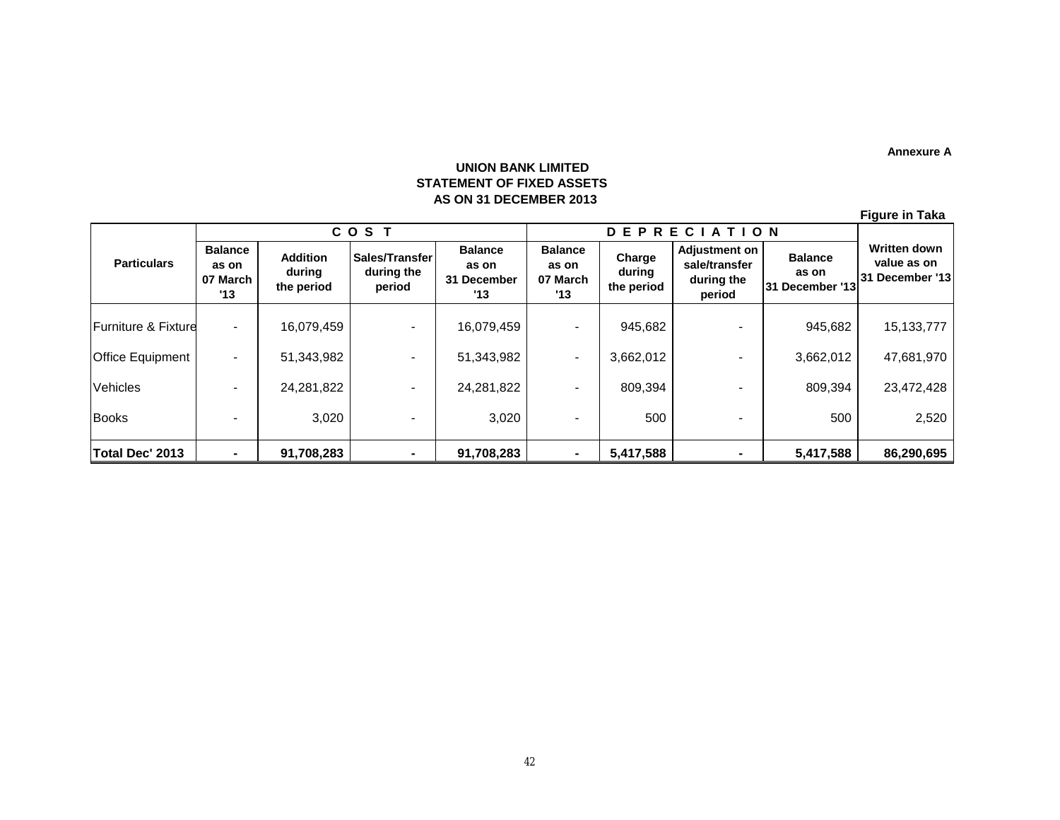Annexure A

**UNION BANK LIMITED**
**STATEMENT OF FIXED ASSETS**
**AS ON 31 DECEMBER 2013**

Figure in Taka

| Particulars | COST | | | | DEPRECIATION | | | | Written down value as on 31 December '13 |
|---|---|---|---|---|---|---|---|---|---|
| | Balance as on 07 March '13 | Addition during the period | Sales/Transfer during the period | Balance as on 31 December '13 | Balance as on 07 March '13 | Charge during the period | Adjustment on sale/transfer during the period | Balance as on 31 December '13 | |
| Furniture & Fixture | - | 16,079,459 | - | 16,079,459 | - | 945,682 | - | 945,682 | 15,133,777 |
| Office Equipment | - | 51,343,982 | - | 51,343,982 | - | 3,662,012 | - | 3,662,012 | 47,681,970 |
| Vehicles | - | 24,281,822 | - | 24,281,822 | - | 809,394 | - | 809,394 | 23,472,428 |
| Books | - | 3,020 | - | 3,020 | - | 500 | - | 500 | 2,520 |
| **Total Dec' 2013** | **-** | **91,708,283** | **-** | **91,708,283** | **-** | **5,417,588** | **-** | **5,417,588** | **86,290,695** |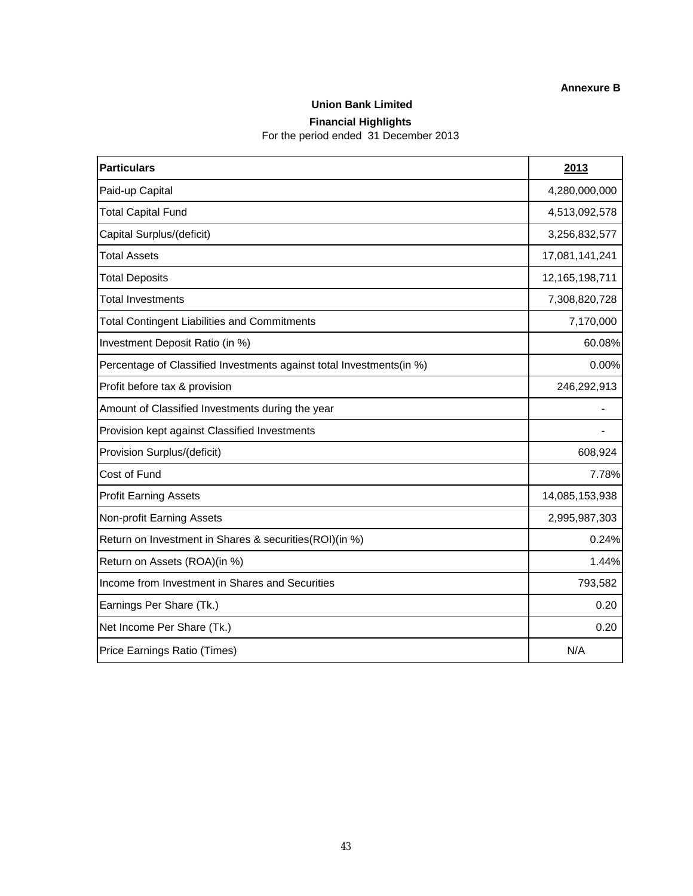**Annexure B**

# Union Bank Limited

## Financial Highlights

For the period ended 31 December 2013

| Particulars | 2013 |
| --- | --- |
| Paid-up Capital | 4,280,000,000 |
| Total Capital Fund | 4,513,092,578 |
| Capital Surplus/(deficit) | 3,256,832,577 |
| Total Assets | 17,081,141,241 |
| Total Deposits | 12,165,198,711 |
| Total Investments | 7,308,820,728 |
| Total Contingent Liabilities and Commitments | 7,170,000 |
| Investment Deposit Ratio (in %) | 60.08% |
| Percentage of Classified Investments against total Investments(in %) | 0.00% |
| Profit before tax & provision | 246,292,913 |
| Amount of Classified Investments during the year | - |
| Provision kept against Classified Investments | - |
| Provision Surplus/(deficit) | 608,924 |
| Cost of Fund | 7.78% |
| Profit Earning Assets | 14,085,153,938 |
| Non-profit Earning Assets | 2,995,987,303 |
| Return on Investment in Shares & securities(ROI)(in %) | 0.24% |
| Return on Assets (ROA)(in %) | 1.44% |
| Income from Investment in Shares and Securities | 793,582 |
| Earnings Per Share (Tk.) | 0.20 |
| Net Income Per Share (Tk.) | 0.20 |
| Price Earnings Ratio (Times) | N/A |